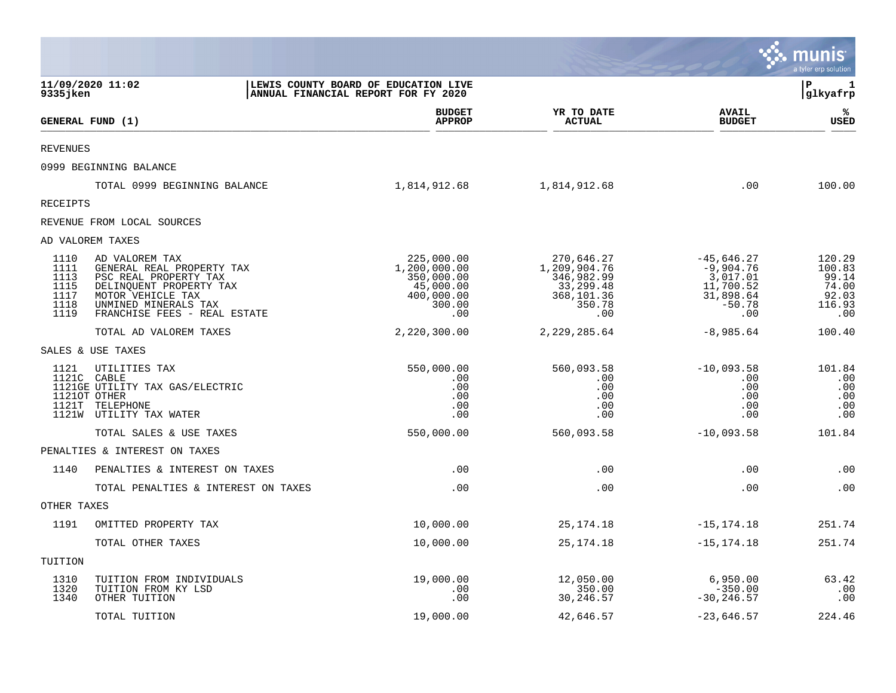**11/09/2020 11:02** | **LEWIS COUNTY BOARD OF EDUCATION LIVE**
**9335jken** | **ANNUAL FINANCIAL REPORT FOR FY 2020**

**glkyafrp**

| GENERAL FUND (1) | | BUDGET APPROP | YR TO DATE ACTUAL | AVAIL BUDGET | % USED |
|---|---|---|---|---|---|
| REVENUES | | | | | |
| 0999 BEGINNING BALANCE | | | | | |
| | TOTAL 0999 BEGINNING BALANCE | 1,814,912.68 | 1,814,912.68 | .00 | 100.00 |
| RECEIPTS | | | | | |
| REVENUE FROM LOCAL SOURCES | | | | | |
| AD VALOREM TAXES | | | | | |
| 1110 | AD VALOREM TAX | 225,000.00 | 270,646.27 | -45,646.27 | 120.29 |
| 1111 | GENERAL REAL PROPERTY TAX | 1,200,000.00 | 1,209,904.76 | -9,904.76 | 100.83 |
| 1113 | PSC REAL PROPERTY TAX | 350,000.00 | 346,982.99 | 3,017.01 | 99.14 |
| 1115 | DELINQUENT PROPERTY TAX | 45,000.00 | 33,299.48 | 11,700.52 | 74.00 |
| 1117 | MOTOR VEHICLE TAX | 400,000.00 | 368,101.36 | 31,898.64 | 92.03 |
| 1118 | UNMINED MINERALS TAX | 300.00 | 350.78 | -50.78 | 116.93 |
| 1119 | FRANCHISE FEES - REAL ESTATE | .00 | .00 | .00 | .00 |
| | TOTAL AD VALOREM TAXES | 2,220,300.00 | 2,229,285.64 | -8,985.64 | 100.40 |
| SALES & USE TAXES | | | | | |
| 1121 | UTILITIES TAX | 550,000.00 | 560,093.58 | -10,093.58 | 101.84 |
| 1121C | CABLE | .00 | .00 | .00 | .00 |
| 1121GE | UTILITY TAX GAS/ELECTRIC | .00 | .00 | .00 | .00 |
| 1121OT | OTHER | .00 | .00 | .00 | .00 |
| 1121T | TELEPHONE | .00 | .00 | .00 | .00 |
| 1121W | UTILITY TAX WATER | .00 | .00 | .00 | .00 |
| | TOTAL SALES & USE TAXES | 550,000.00 | 560,093.58 | -10,093.58 | 101.84 |
| PENALTIES & INTEREST ON TAXES | | | | | |
| 1140 | PENALTIES & INTEREST ON TAXES | .00 | .00 | .00 | .00 |
| | TOTAL PENALTIES & INTEREST ON TAXES | .00 | .00 | .00 | .00 |
| OTHER TAXES | | | | | |
| 1191 | OMITTED PROPERTY TAX | 10,000.00 | 25,174.18 | -15,174.18 | 251.74 |
| | TOTAL OTHER TAXES | 10,000.00 | 25,174.18 | -15,174.18 | 251.74 |
| TUITION | | | | | |
| 1310 | TUITION FROM INDIVIDUALS | 19,000.00 | 12,050.00 | 6,950.00 | 63.42 |
| 1320 | TUITION FROM KY LSD | .00 | 350.00 | -350.00 | .00 |
| 1340 | OTHER TUITION | .00 | 30,246.57 | -30,246.57 | .00 |
| | TOTAL TUITION | 19,000.00 | 42,646.57 | -23,646.57 | 224.46 |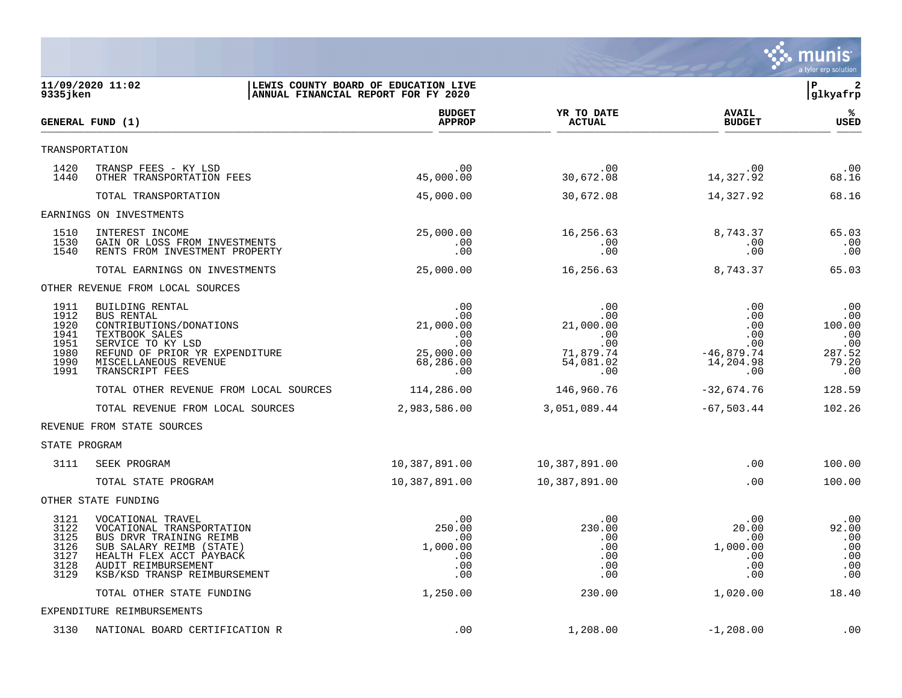11/09/2020 11:02 | LEWIS COUNTY BOARD OF EDUCATION LIVE
9335jken | ANNUAL FINANCIAL REPORT FOR FY 2020 | P 2 | glkyafrp

| GENERAL FUND (1) | | BUDGET APPROP | YR TO DATE ACTUAL | AVAIL BUDGET | % USED |
|---|---|---|---|---|---|
| TRANSPORTATION | | | | | |
| 1420 | TRANSP FEES - KY LSD | .00 | .00 | .00 | .00 |
| 1440 | OTHER TRANSPORTATION FEES | 45,000.00 | 30,672.08 | 14,327.92 | 68.16 |
| | TOTAL TRANSPORTATION | 45,000.00 | 30,672.08 | 14,327.92 | 68.16 |
| EARNINGS ON INVESTMENTS | | | | | |
| 1510 | INTEREST INCOME | 25,000.00 | 16,256.63 | 8,743.37 | 65.03 |
| 1530 | GAIN OR LOSS FROM INVESTMENTS | .00 | .00 | .00 | .00 |
| 1540 | RENTS FROM INVESTMENT PROPERTY | .00 | .00 | .00 | .00 |
| | TOTAL EARNINGS ON INVESTMENTS | 25,000.00 | 16,256.63 | 8,743.37 | 65.03 |
| OTHER REVENUE FROM LOCAL SOURCES | | | | | |
| 1911 | BUILDING RENTAL | .00 | .00 | .00 | .00 |
| 1912 | BUS RENTAL | .00 | .00 | .00 | .00 |
| 1920 | CONTRIBUTIONS/DONATIONS | 21,000.00 | 21,000.00 | .00 | 100.00 |
| 1941 | TEXTBOOK SALES | .00 | .00 | .00 | .00 |
| 1951 | SERVICE TO KY LSD | .00 | .00 | .00 | .00 |
| 1980 | REFUND OF PRIOR YR EXPENDITURE | 25,000.00 | 71,879.74 | -46,879.74 | 287.52 |
| 1990 | MISCELLANEOUS REVENUE | 68,286.00 | 54,081.02 | 14,204.98 | 79.20 |
| 1991 | TRANSCRIPT FEES | .00 | .00 | .00 | .00 |
| | TOTAL OTHER REVENUE FROM LOCAL SOURCES | 114,286.00 | 146,960.76 | -32,674.76 | 128.59 |
| | TOTAL REVENUE FROM LOCAL SOURCES | 2,983,586.00 | 3,051,089.44 | -67,503.44 | 102.26 |
| REVENUE FROM STATE SOURCES | | | | | |
| STATE PROGRAM | | | | | |
| 3111 | SEEK PROGRAM | 10,387,891.00 | 10,387,891.00 | .00 | 100.00 |
| | TOTAL STATE PROGRAM | 10,387,891.00 | 10,387,891.00 | .00 | 100.00 |
| OTHER STATE FUNDING | | | | | |
| 3121 | VOCATIONAL TRAVEL | .00 | .00 | .00 | .00 |
| 3122 | VOCATIONAL TRANSPORTATION | 250.00 | 230.00 | 20.00 | 92.00 |
| 3125 | BUS DRVR TRAINING REIMB | .00 | .00 | .00 | .00 |
| 3126 | SUB SALARY REIMB (STATE) | 1,000.00 | .00 | 1,000.00 | .00 |
| 3127 | HEALTH FLEX ACCT PAYBACK | .00 | .00 | .00 | .00 |
| 3128 | AUDIT REIMBURSEMENT | .00 | .00 | .00 | .00 |
| 3129 | KSB/KSD TRANSP REIMBURSEMENT | .00 | .00 | .00 | .00 |
| | TOTAL OTHER STATE FUNDING | 1,250.00 | 230.00 | 1,020.00 | 18.40 |
| EXPENDITURE REIMBURSEMENTS | | | | | |
| 3130 | NATIONAL BOARD CERTIFICATION R | .00 | 1,208.00 | -1,208.00 | .00 |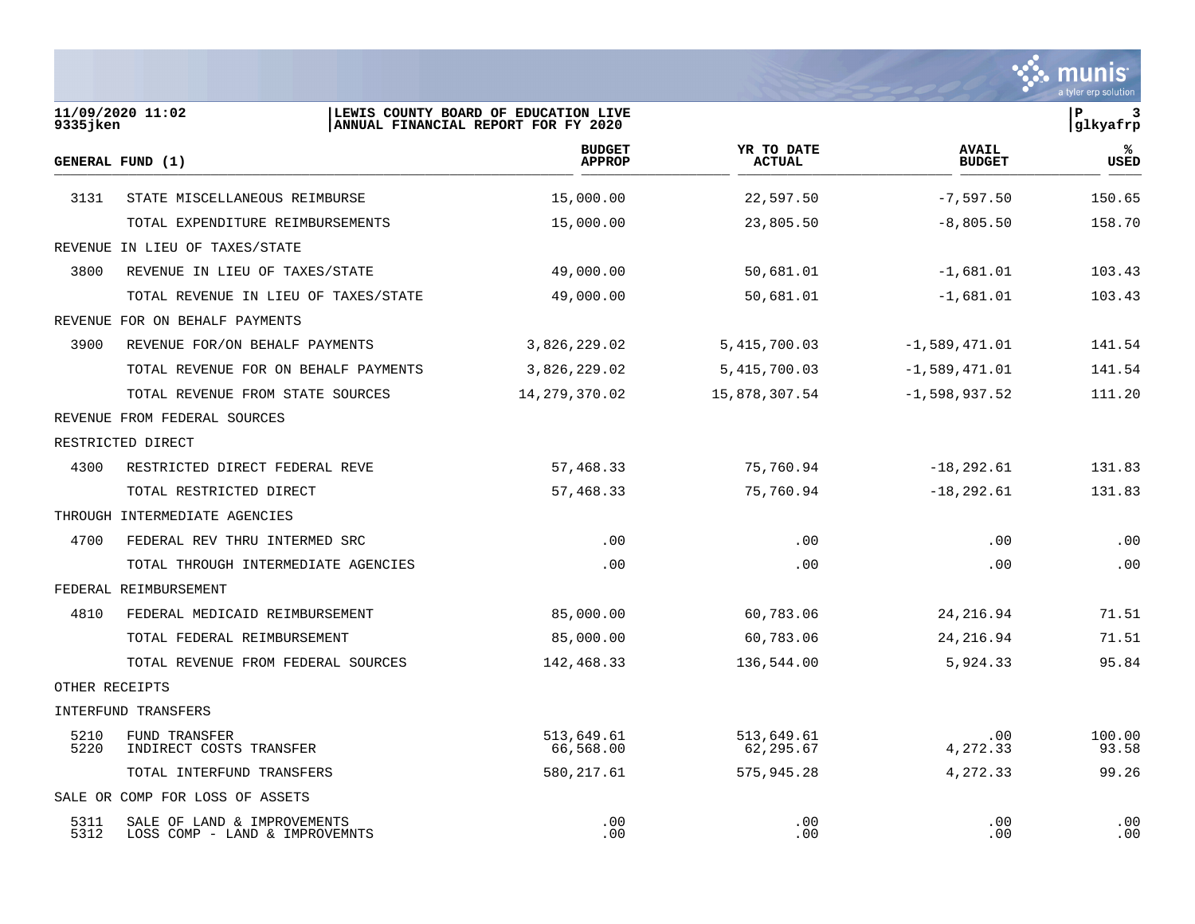11/09/2020 11:02 | LEWIS COUNTY BOARD OF EDUCATION LIVE
9335jken | ANNUAL FINANCIAL REPORT FOR FY 2020

| GENERAL FUND (1) | | BUDGET APPROP | YR TO DATE ACTUAL | AVAIL BUDGET | % USED |
|---|---|---|---|---|---|
| 3131 | STATE MISCELLANEOUS REIMBURSE | 15,000.00 | 22,597.50 | -7,597.50 | 150.65 |
| | TOTAL EXPENDITURE REIMBURSEMENTS | 15,000.00 | 23,805.50 | -8,805.50 | 158.70 |
| REVENUE IN LIEU OF TAXES/STATE | | | | | |
| 3800 | REVENUE IN LIEU OF TAXES/STATE | 49,000.00 | 50,681.01 | -1,681.01 | 103.43 |
| | TOTAL REVENUE IN LIEU OF TAXES/STATE | 49,000.00 | 50,681.01 | -1,681.01 | 103.43 |
| REVENUE FOR ON BEHALF PAYMENTS | | | | | |
| 3900 | REVENUE FOR/ON BEHALF PAYMENTS | 3,826,229.02 | 5,415,700.03 | -1,589,471.01 | 141.54 |
| | TOTAL REVENUE FOR ON BEHALF PAYMENTS | 3,826,229.02 | 5,415,700.03 | -1,589,471.01 | 141.54 |
| | TOTAL REVENUE FROM STATE SOURCES | 14,279,370.02 | 15,878,307.54 | -1,598,937.52 | 111.20 |
| REVENUE FROM FEDERAL SOURCES | | | | | |
| RESTRICTED DIRECT | | | | | |
| 4300 | RESTRICTED DIRECT FEDERAL REVE | 57,468.33 | 75,760.94 | -18,292.61 | 131.83 |
| | TOTAL RESTRICTED DIRECT | 57,468.33 | 75,760.94 | -18,292.61 | 131.83 |
| THROUGH INTERMEDIATE AGENCIES | | | | | |
| 4700 | FEDERAL REV THRU INTERMED SRC | .00 | .00 | .00 | .00 |
| | TOTAL THROUGH INTERMEDIATE AGENCIES | .00 | .00 | .00 | .00 |
| FEDERAL REIMBURSEMENT | | | | | |
| 4810 | FEDERAL MEDICAID REIMBURSEMENT | 85,000.00 | 60,783.06 | 24,216.94 | 71.51 |
| | TOTAL FEDERAL REIMBURSEMENT | 85,000.00 | 60,783.06 | 24,216.94 | 71.51 |
| | TOTAL REVENUE FROM FEDERAL SOURCES | 142,468.33 | 136,544.00 | 5,924.33 | 95.84 |
| OTHER RECEIPTS | | | | | |
| INTERFUND TRANSFERS | | | | | |
| 5210 | FUND TRANSFER | 513,649.61 | 513,649.61 | .00 | 100.00 |
| 5220 | INDIRECT COSTS TRANSFER | 66,568.00 | 62,295.67 | 4,272.33 | 93.58 |
| | TOTAL INTERFUND TRANSFERS | 580,217.61 | 575,945.28 | 4,272.33 | 99.26 |
| SALE OR COMP FOR LOSS OF ASSETS | | | | | |
| 5311 | SALE OF LAND & IMPROVEMENTS | .00 | .00 | .00 | .00 |
| 5312 | LOSS COMP - LAND & IMPROVEMNTS | .00 | .00 | .00 | .00 |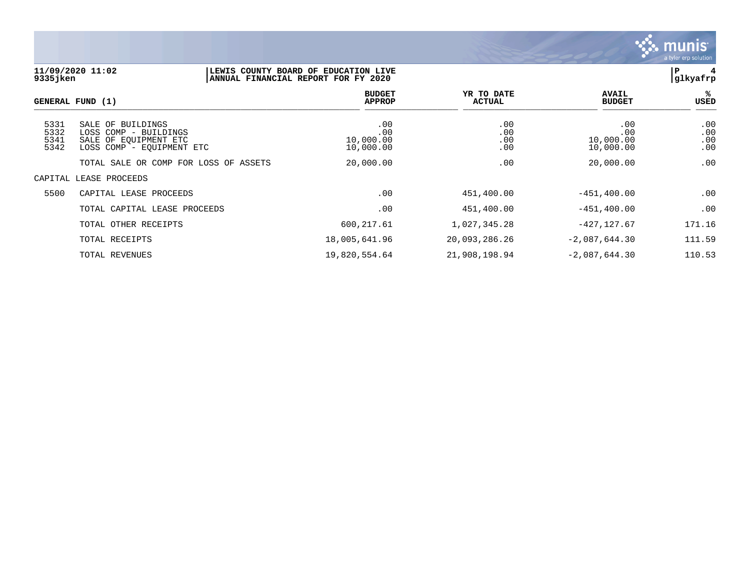**11/09/2020 11:02** | **LEWIS COUNTY BOARD OF EDUCATION LIVE**
**9335jken** | **ANNUAL FINANCIAL REPORT FOR FY 2020**

| GENERAL FUND (1) | | BUDGET APPROP | YR TO DATE ACTUAL | AVAIL BUDGET | % USED |
|---|---|---|---|---|---|
| 5331 | SALE OF BUILDINGS | .00 | .00 | .00 | .00 |
| 5332 | LOSS COMP - BUILDINGS | .00 | .00 | .00 | .00 |
| 5341 | SALE OF EQUIPMENT ETC | 10,000.00 | .00 | 10,000.00 | .00 |
| 5342 | LOSS COMP - EQUIPMENT ETC | 10,000.00 | .00 | 10,000.00 | .00 |
| | TOTAL SALE OR COMP FOR LOSS OF ASSETS | 20,000.00 | .00 | 20,000.00 | .00 |
| CAPITAL LEASE PROCEEDS | | | | | |
| 5500 | CAPITAL LEASE PROCEEDS | .00 | 451,400.00 | -451,400.00 | .00 |
| | TOTAL CAPITAL LEASE PROCEEDS | .00 | 451,400.00 | -451,400.00 | .00 |
| | TOTAL OTHER RECEIPTS | 600,217.61 | 1,027,345.28 | -427,127.67 | 171.16 |
| | TOTAL RECEIPTS | 18,005,641.96 | 20,093,286.26 | -2,087,644.30 | 111.59 |
| | TOTAL REVENUES | 19,820,554.64 | 21,908,198.94 | -2,087,644.30 | 110.53 |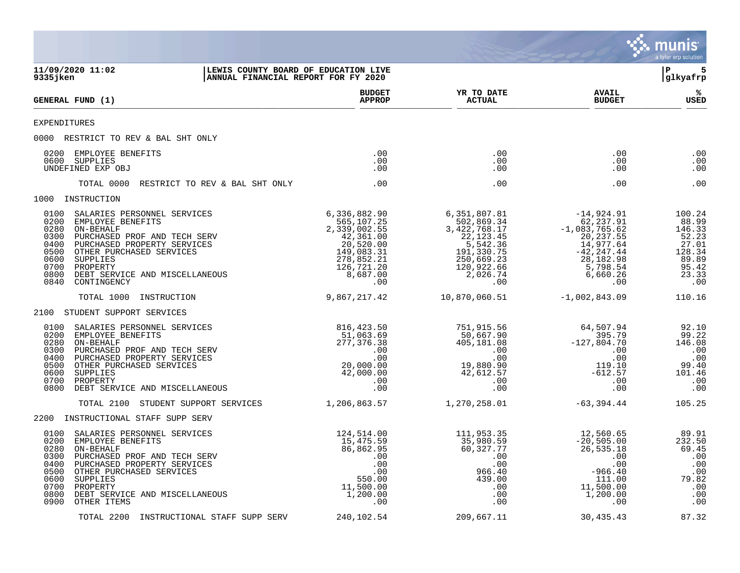11/09/2020 11:02 | LEWIS COUNTY BOARD OF EDUCATION LIVE
9335jken | ANNUAL FINANCIAL REPORT FOR FY 2020

| GENERAL FUND (1) | BUDGET APPROP | YR TO DATE ACTUAL | AVAIL BUDGET | % USED |
|---|---|---|---|---|
| **EXPENDITURES** | | | | |
| **0000 RESTRICT TO REV & BAL SHT ONLY** | | | | |
| 0200 EMPLOYEE BENEFITS | .00 | .00 | .00 | .00 |
| 0600 SUPPLIES | .00 | .00 | .00 | .00 |
| UNDEFINED EXP OBJ | .00 | .00 | .00 | .00 |
| TOTAL 0000 RESTRICT TO REV & BAL SHT ONLY | .00 | .00 | .00 | .00 |
| **1000 INSTRUCTION** | | | | |
| 0100 SALARIES PERSONNEL SERVICES | 6,336,882.90 | 6,351,807.81 | -14,924.91 | 100.24 |
| 0200 EMPLOYEE BENEFITS | 565,107.25 | 502,869.34 | 62,237.91 | 88.99 |
| 0280 ON-BEHALF | 2,339,002.55 | 3,422,768.17 | -1,083,765.62 | 146.33 |
| 0300 PURCHASED PROF AND TECH SERV | 42,361.00 | 22,123.45 | 20,237.55 | 52.23 |
| 0400 PURCHASED PROPERTY SERVICES | 20,520.00 | 5,542.36 | 14,977.64 | 27.01 |
| 0500 OTHER PURCHASED SERVICES | 149,083.31 | 191,330.75 | -42,247.44 | 128.34 |
| 0600 SUPPLIES | 278,852.21 | 250,669.23 | 28,182.98 | 89.89 |
| 0700 PROPERTY | 126,721.20 | 120,922.66 | 5,798.54 | 95.42 |
| 0800 DEBT SERVICE AND MISCELLANEOUS | 8,687.00 | 2,026.74 | 6,660.26 | 23.33 |
| 0840 CONTINGENCY | .00 | .00 | .00 | .00 |
| TOTAL 1000 INSTRUCTION | 9,867,217.42 | 10,870,060.51 | -1,002,843.09 | 110.16 |
| **2100 STUDENT SUPPORT SERVICES** | | | | |
| 0100 SALARIES PERSONNEL SERVICES | 816,423.50 | 751,915.56 | 64,507.94 | 92.10 |
| 0200 EMPLOYEE BENEFITS | 51,063.69 | 50,667.90 | 395.79 | 99.22 |
| 0280 ON-BEHALF | 277,376.38 | 405,181.08 | -127,804.70 | 146.08 |
| 0300 PURCHASED PROF AND TECH SERV | .00 | .00 | .00 | .00 |
| 0400 PURCHASED PROPERTY SERVICES | .00 | .00 | .00 | .00 |
| 0500 OTHER PURCHASED SERVICES | 20,000.00 | 19,880.90 | 119.10 | 99.40 |
| 0600 SUPPLIES | 42,000.00 | 42,612.57 | -612.57 | 101.46 |
| 0700 PROPERTY | .00 | .00 | .00 | .00 |
| 0800 DEBT SERVICE AND MISCELLANEOUS | .00 | .00 | .00 | .00 |
| TOTAL 2100 STUDENT SUPPORT SERVICES | 1,206,863.57 | 1,270,258.01 | -63,394.44 | 105.25 |
| **2200 INSTRUCTIONAL STAFF SUPP SERV** | | | | |
| 0100 SALARIES PERSONNEL SERVICES | 124,514.00 | 111,953.35 | 12,560.65 | 89.91 |
| 0200 EMPLOYEE BENEFITS | 15,475.59 | 35,980.59 | -20,505.00 | 232.50 |
| 0280 ON-BEHALF | 86,862.95 | 60,327.77 | 26,535.18 | 69.45 |
| 0300 PURCHASED PROF AND TECH SERV | .00 | .00 | .00 | .00 |
| 0400 PURCHASED PROPERTY SERVICES | .00 | .00 | .00 | .00 |
| 0500 OTHER PURCHASED SERVICES | .00 | 966.40 | -966.40 | .00 |
| 0600 SUPPLIES | 550.00 | 439.00 | 111.00 | 79.82 |
| 0700 PROPERTY | 11,500.00 | .00 | 11,500.00 | .00 |
| 0800 DEBT SERVICE AND MISCELLANEOUS | 1,200.00 | .00 | 1,200.00 | .00 |
| 0900 OTHER ITEMS | .00 | .00 | .00 | .00 |
| TOTAL 2200 INSTRUCTIONAL STAFF SUPP SERV | 240,102.54 | 209,667.11 | 30,435.43 | 87.32 |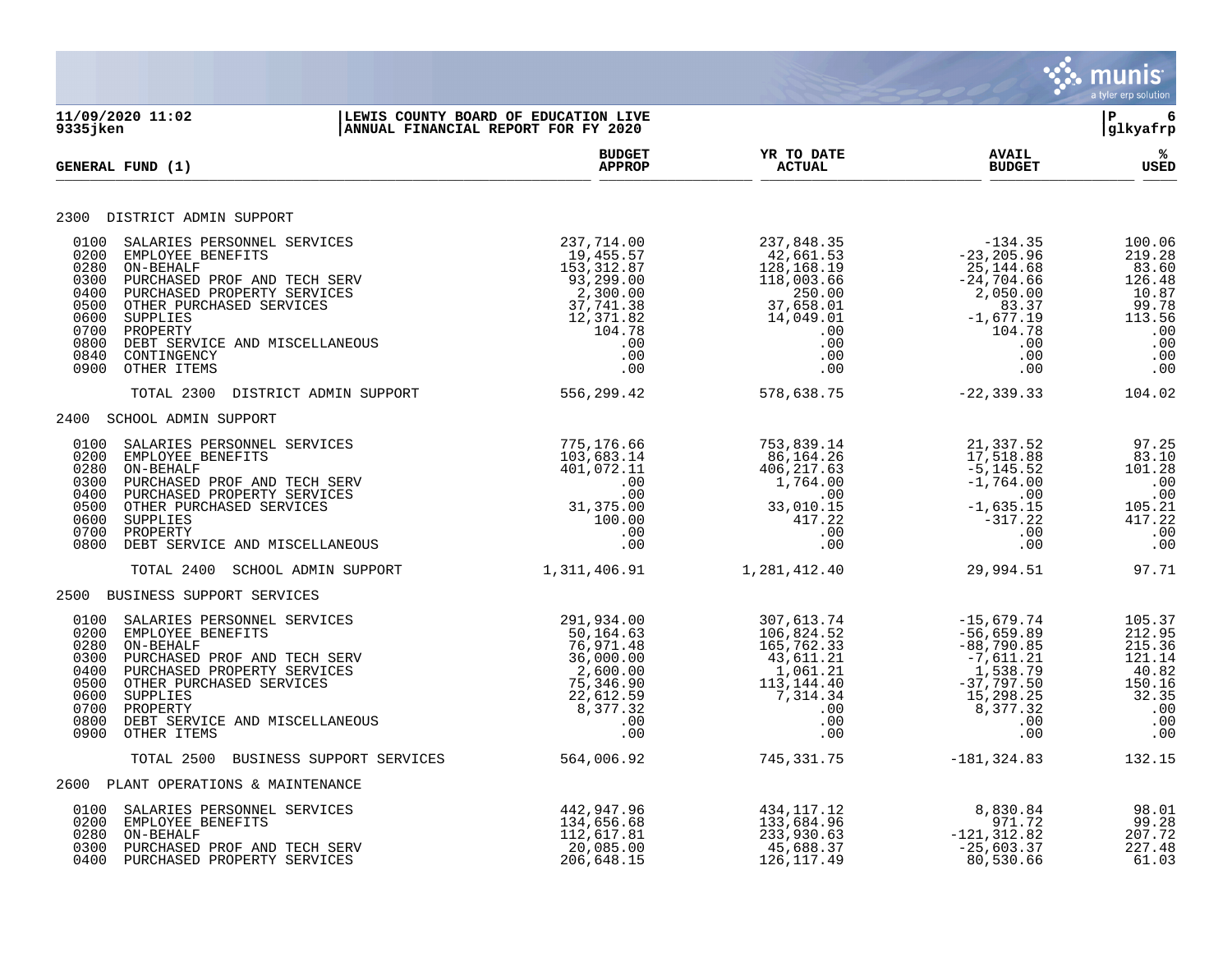**LEWIS COUNTY BOARD OF EDUCATION LIVE**
**ANNUAL FINANCIAL REPORT FOR FY 2020**

| GENERAL FUND (1) | BUDGET APPROP | YR TO DATE ACTUAL | AVAIL BUDGET | % USED |
|---|---|---|---|---|
| **2300 DISTRICT ADMIN SUPPORT** | | | | |
| 0100 SALARIES PERSONNEL SERVICES | 237,714.00 | 237,848.35 | -134.35 | 100.06 |
| 0200 EMPLOYEE BENEFITS | 19,455.57 | 42,661.53 | -23,205.96 | 219.28 |
| 0280 ON-BEHALF | 153,312.87 | 128,168.19 | 25,144.68 | 83.60 |
| 0300 PURCHASED PROF AND TECH SERV | 93,299.00 | 118,003.66 | -24,704.66 | 126.48 |
| 0400 PURCHASED PROPERTY SERVICES | 2,300.00 | 250.00 | 2,050.00 | 10.87 |
| 0500 OTHER PURCHASED SERVICES | 37,741.38 | 37,658.01 | 83.37 | 99.78 |
| 0600 SUPPLIES | 12,371.82 | 14,049.01 | -1,677.19 | 113.56 |
| 0700 PROPERTY | 104.78 | .00 | 104.78 | .00 |
| 0800 DEBT SERVICE AND MISCELLANEOUS | .00 | .00 | .00 | .00 |
| 0840 CONTINGENCY | .00 | .00 | .00 | .00 |
| 0900 OTHER ITEMS | .00 | .00 | .00 | .00 |
| TOTAL 2300 DISTRICT ADMIN SUPPORT | 556,299.42 | 578,638.75 | -22,339.33 | 104.02 |
| **2400 SCHOOL ADMIN SUPPORT** | | | | |
| 0100 SALARIES PERSONNEL SERVICES | 775,176.66 | 753,839.14 | 21,337.52 | 97.25 |
| 0200 EMPLOYEE BENEFITS | 103,683.14 | 86,164.26 | 17,518.88 | 83.10 |
| 0280 ON-BEHALF | 401,072.11 | 406,217.63 | -5,145.52 | 101.28 |
| 0300 PURCHASED PROF AND TECH SERV | .00 | 1,764.00 | -1,764.00 | .00 |
| 0400 PURCHASED PROPERTY SERVICES | .00 | .00 | .00 | .00 |
| 0500 OTHER PURCHASED SERVICES | 31,375.00 | 33,010.15 | -1,635.15 | 105.21 |
| 0600 SUPPLIES | 100.00 | 417.22 | -317.22 | 417.22 |
| 0700 PROPERTY | .00 | .00 | .00 | .00 |
| 0800 DEBT SERVICE AND MISCELLANEOUS | .00 | .00 | .00 | .00 |
| TOTAL 2400 SCHOOL ADMIN SUPPORT | 1,311,406.91 | 1,281,412.40 | 29,994.51 | 97.71 |
| **2500 BUSINESS SUPPORT SERVICES** | | | | |
| 0100 SALARIES PERSONNEL SERVICES | 291,934.00 | 307,613.74 | -15,679.74 | 105.37 |
| 0200 EMPLOYEE BENEFITS | 50,164.63 | 106,824.52 | -56,659.89 | 212.95 |
| 0280 ON-BEHALF | 76,971.48 | 165,762.33 | -88,790.85 | 215.36 |
| 0300 PURCHASED PROF AND TECH SERV | 36,000.00 | 43,611.21 | -7,611.21 | 121.14 |
| 0400 PURCHASED PROPERTY SERVICES | 2,600.00 | 1,061.21 | 1,538.79 | 40.82 |
| 0500 OTHER PURCHASED SERVICES | 75,346.90 | 113,144.40 | -37,797.50 | 150.16 |
| 0600 SUPPLIES | 22,612.59 | 7,314.34 | 15,298.25 | 32.35 |
| 0700 PROPERTY | 8,377.32 | .00 | 8,377.32 | .00 |
| 0800 DEBT SERVICE AND MISCELLANEOUS | .00 | .00 | .00 | .00 |
| 0900 OTHER ITEMS | .00 | .00 | .00 | .00 |
| TOTAL 2500 BUSINESS SUPPORT SERVICES | 564,006.92 | 745,331.75 | -181,324.83 | 132.15 |
| **2600 PLANT OPERATIONS & MAINTENANCE** | | | | |
| 0100 SALARIES PERSONNEL SERVICES | 442,947.96 | 434,117.12 | 8,830.84 | 98.01 |
| 0200 EMPLOYEE BENEFITS | 134,656.68 | 133,684.96 | 971.72 | 99.28 |
| 0280 ON-BEHALF | 112,617.81 | 233,930.63 | -121,312.82 | 207.72 |
| 0300 PURCHASED PROF AND TECH SERV | 20,085.00 | 45,688.37 | -25,603.37 | 227.48 |
| 0400 PURCHASED PROPERTY SERVICES | 206,648.15 | 126,117.49 | 80,530.66 | 61.03 |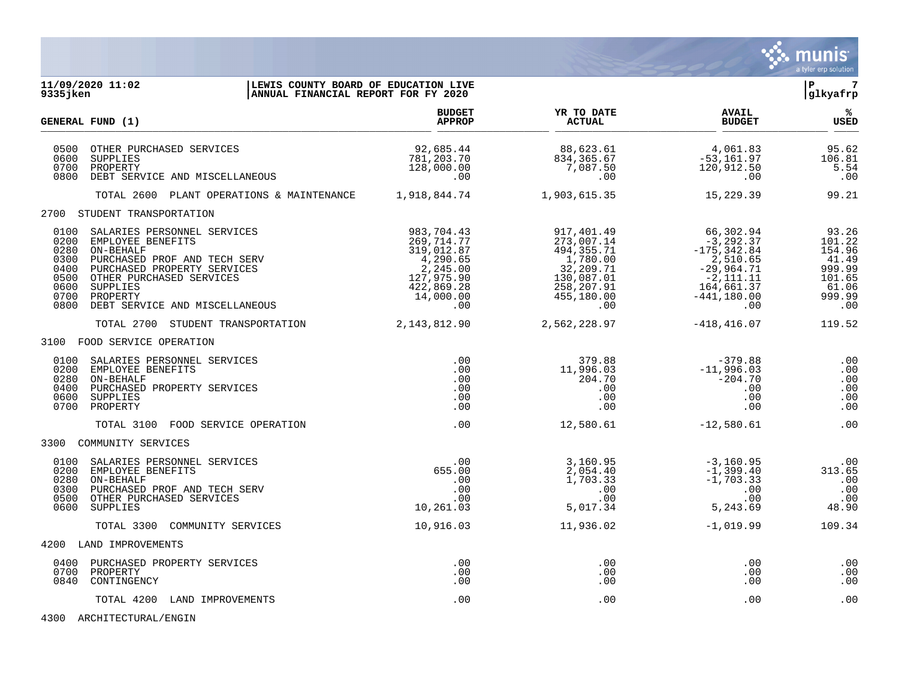11/09/2020 11:02 | LEWIS COUNTY BOARD OF EDUCATION LIVE | P 7
9335jken | ANNUAL FINANCIAL REPORT FOR FY 2020 | glkyafrp

| GENERAL FUND (1) | BUDGET APPROP | YR TO DATE ACTUAL | AVAIL BUDGET | % USED |
|---|---|---|---|---|
| 0500 OTHER PURCHASED SERVICES | 92,685.44 | 88,623.61 | 4,061.83 | 95.62 |
| 0600 SUPPLIES | 781,203.70 | 834,365.67 | -53,161.97 | 106.81 |
| 0700 PROPERTY | 128,000.00 | 7,087.50 | 120,912.50 | 5.54 |
| 0800 DEBT SERVICE AND MISCELLANEOUS | .00 | .00 | .00 | .00 |
| TOTAL 2600 PLANT OPERATIONS & MAINTENANCE | 1,918,844.74 | 1,903,615.35 | 15,229.39 | 99.21 |
| **2700 STUDENT TRANSPORTATION** | | | | |
| 0100 SALARIES PERSONNEL SERVICES | 983,704.43 | 917,401.49 | 66,302.94 | 93.26 |
| 0200 EMPLOYEE BENEFITS | 269,714.77 | 273,007.14 | -3,292.37 | 101.22 |
| 0280 ON-BEHALF | 319,012.87 | 494,355.71 | -175,342.84 | 154.96 |
| 0300 PURCHASED PROF AND TECH SERV | 4,290.65 | 1,780.00 | 2,510.65 | 41.49 |
| 0400 PURCHASED PROPERTY SERVICES | 2,245.00 | 32,209.71 | -29,964.71 | 999.99 |
| 0500 OTHER PURCHASED SERVICES | 127,975.90 | 130,087.01 | -2,111.11 | 101.65 |
| 0600 SUPPLIES | 422,869.28 | 258,207.91 | 164,661.37 | 61.06 |
| 0700 PROPERTY | 14,000.00 | 455,180.00 | -441,180.00 | 999.99 |
| 0800 DEBT SERVICE AND MISCELLANEOUS | .00 | .00 | .00 | .00 |
| TOTAL 2700 STUDENT TRANSPORTATION | 2,143,812.90 | 2,562,228.97 | -418,416.07 | 119.52 |
| **3100 FOOD SERVICE OPERATION** | | | | |
| 0100 SALARIES PERSONNEL SERVICES | .00 | 379.88 | -379.88 | .00 |
| 0200 EMPLOYEE BENEFITS | .00 | 11,996.03 | -11,996.03 | .00 |
| 0280 ON-BEHALF | .00 | 204.70 | -204.70 | .00 |
| 0400 PURCHASED PROPERTY SERVICES | .00 | .00 | .00 | .00 |
| 0600 SUPPLIES | .00 | .00 | .00 | .00 |
| 0700 PROPERTY | .00 | .00 | .00 | .00 |
| TOTAL 3100 FOOD SERVICE OPERATION | .00 | 12,580.61 | -12,580.61 | .00 |
| **3300 COMMUNITY SERVICES** | | | | |
| 0100 SALARIES PERSONNEL SERVICES | .00 | 3,160.95 | -3,160.95 | .00 |
| 0200 EMPLOYEE BENEFITS | 655.00 | 2,054.40 | -1,399.40 | 313.65 |
| 0280 ON-BEHALF | .00 | 1,703.33 | -1,703.33 | .00 |
| 0300 PURCHASED PROF AND TECH SERV | .00 | .00 | .00 | .00 |
| 0500 OTHER PURCHASED SERVICES | .00 | .00 | .00 | .00 |
| 0600 SUPPLIES | 10,261.03 | 5,017.34 | 5,243.69 | 48.90 |
| TOTAL 3300 COMMUNITY SERVICES | 10,916.03 | 11,936.02 | -1,019.99 | 109.34 |
| **4200 LAND IMPROVEMENTS** | | | | |
| 0400 PURCHASED PROPERTY SERVICES | .00 | .00 | .00 | .00 |
| 0700 PROPERTY | .00 | .00 | .00 | .00 |
| 0840 CONTINGENCY | .00 | .00 | .00 | .00 |
| TOTAL 4200 LAND IMPROVEMENTS | .00 | .00 | .00 | .00 |
| **4300 ARCHITECTURAL/ENGIN** | | | | |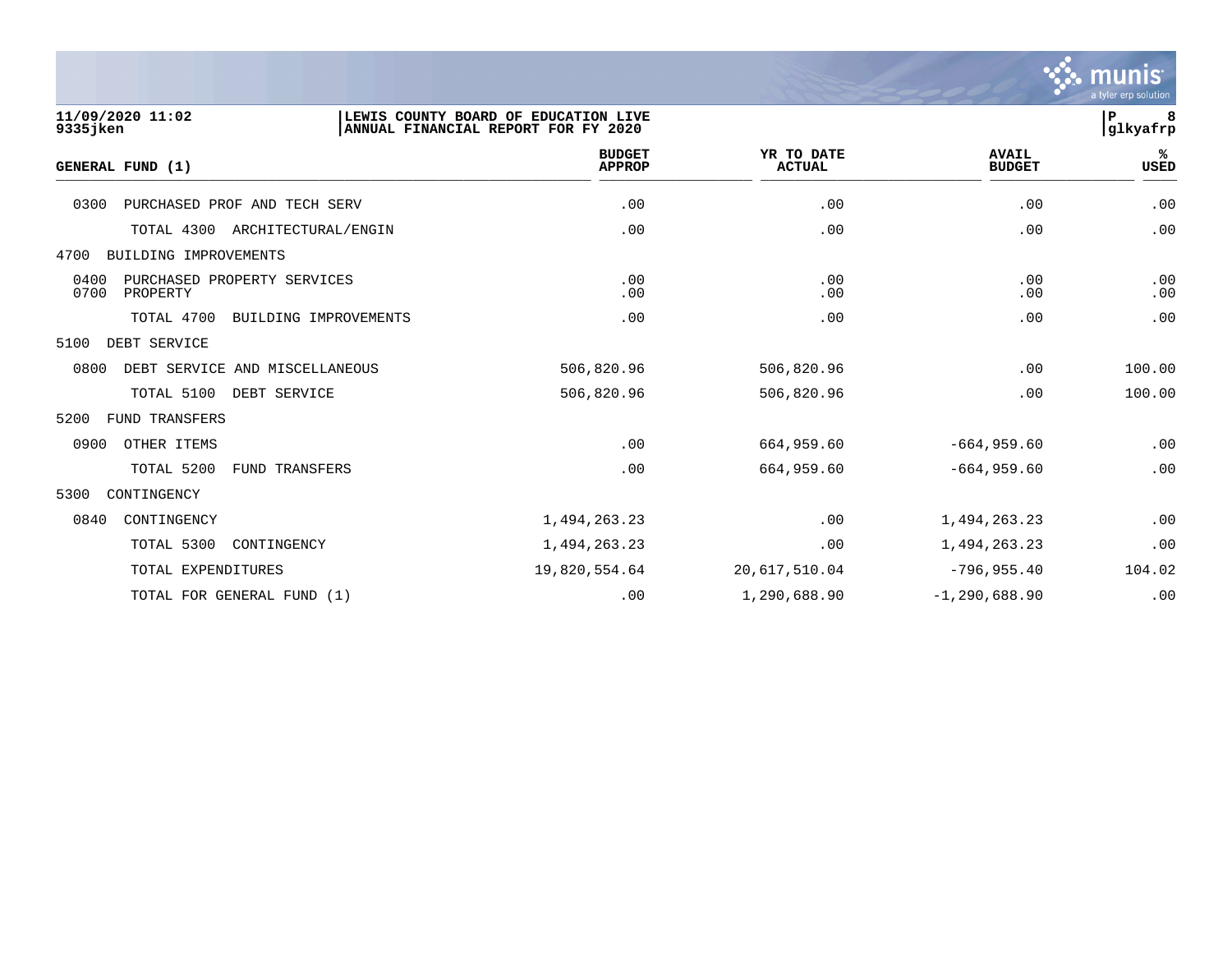| GENERAL FUND (1) | BUDGET APPROP | YR TO DATE ACTUAL | AVAIL BUDGET | % USED |
|---|---|---|---|---|
| 0300 PURCHASED PROF AND TECH SERV | .00 | .00 | .00 | .00 |
| TOTAL 4300 ARCHITECTURAL/ENGIN | .00 | .00 | .00 | .00 |
| 4700 BUILDING IMPROVEMENTS | | | | |
| 0400 PURCHASED PROPERTY SERVICES | .00 | .00 | .00 | .00 |
| 0700 PROPERTY | .00 | .00 | .00 | .00 |
| TOTAL 4700 BUILDING IMPROVEMENTS | .00 | .00 | .00 | .00 |
| 5100 DEBT SERVICE | | | | |
| 0800 DEBT SERVICE AND MISCELLANEOUS | 506,820.96 | 506,820.96 | .00 | 100.00 |
| TOTAL 5100 DEBT SERVICE | 506,820.96 | 506,820.96 | .00 | 100.00 |
| 5200 FUND TRANSFERS | | | | |
| 0900 OTHER ITEMS | .00 | 664,959.60 | -664,959.60 | .00 |
| TOTAL 5200 FUND TRANSFERS | .00 | 664,959.60 | -664,959.60 | .00 |
| 5300 CONTINGENCY | | | | |
| 0840 CONTINGENCY | 1,494,263.23 | .00 | 1,494,263.23 | .00 |
| TOTAL 5300 CONTINGENCY | 1,494,263.23 | .00 | 1,494,263.23 | .00 |
| TOTAL EXPENDITURES | 19,820,554.64 | 20,617,510.04 | -796,955.40 | 104.02 |
| TOTAL FOR GENERAL FUND (1) | .00 | 1,290,688.90 | -1,290,688.90 | .00 |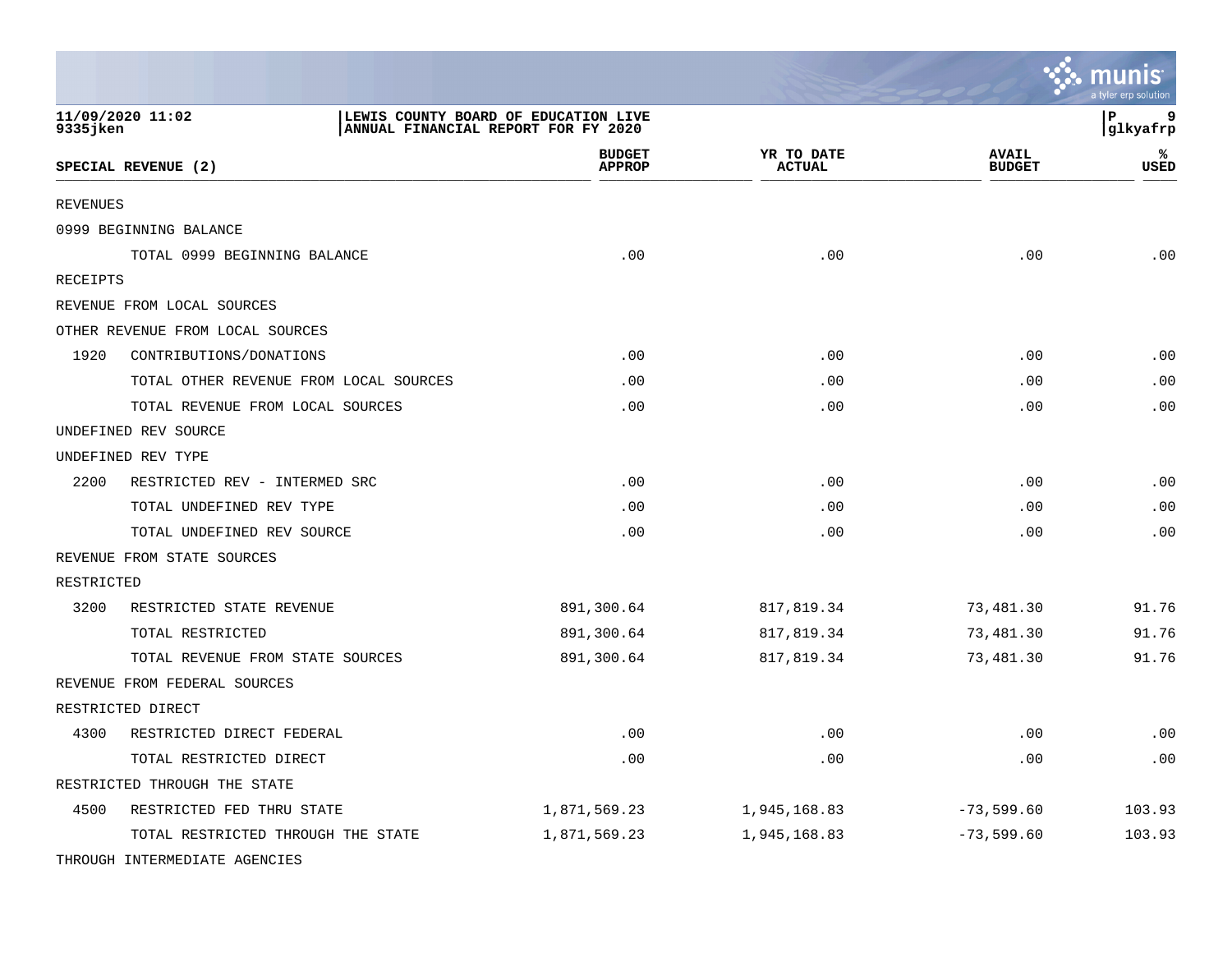LEWIS COUNTY BOARD OF EDUCATION LIVE
ANNUAL FINANCIAL REPORT FOR FY 2020

11/09/2020 11:02
9335jken

| SPECIAL REVENUE (2) | | BUDGET APPROP | YR TO DATE ACTUAL | AVAIL BUDGET | % USED |
|---|---|---|---|---|---|
| REVENUES | | | | | |
| 0999 BEGINNING BALANCE | | | | | |
| | TOTAL 0999 BEGINNING BALANCE | .00 | .00 | .00 | .00 |
| RECEIPTS | | | | | |
| REVENUE FROM LOCAL SOURCES | | | | | |
| OTHER REVENUE FROM LOCAL SOURCES | | | | | |
| 1920 | CONTRIBUTIONS/DONATIONS | .00 | .00 | .00 | .00 |
| | TOTAL OTHER REVENUE FROM LOCAL SOURCES | .00 | .00 | .00 | .00 |
| | TOTAL REVENUE FROM LOCAL SOURCES | .00 | .00 | .00 | .00 |
| UNDEFINED REV SOURCE | | | | | |
| UNDEFINED REV TYPE | | | | | |
| 2200 | RESTRICTED REV - INTERMED SRC | .00 | .00 | .00 | .00 |
| | TOTAL UNDEFINED REV TYPE | .00 | .00 | .00 | .00 |
| | TOTAL UNDEFINED REV SOURCE | .00 | .00 | .00 | .00 |
| REVENUE FROM STATE SOURCES | | | | | |
| RESTRICTED | | | | | |
| 3200 | RESTRICTED STATE REVENUE | 891,300.64 | 817,819.34 | 73,481.30 | 91.76 |
| | TOTAL RESTRICTED | 891,300.64 | 817,819.34 | 73,481.30 | 91.76 |
| | TOTAL REVENUE FROM STATE SOURCES | 891,300.64 | 817,819.34 | 73,481.30 | 91.76 |
| REVENUE FROM FEDERAL SOURCES | | | | | |
| RESTRICTED DIRECT | | | | | |
| 4300 | RESTRICTED DIRECT FEDERAL | .00 | .00 | .00 | .00 |
| | TOTAL RESTRICTED DIRECT | .00 | .00 | .00 | .00 |
| RESTRICTED THROUGH THE STATE | | | | | |
| 4500 | RESTRICTED FED THRU STATE | 1,871,569.23 | 1,945,168.83 | -73,599.60 | 103.93 |
| | TOTAL RESTRICTED THROUGH THE STATE | 1,871,569.23 | 1,945,168.83 | -73,599.60 | 103.93 |
| THROUGH INTERMEDIATE AGENCIES | | | | | |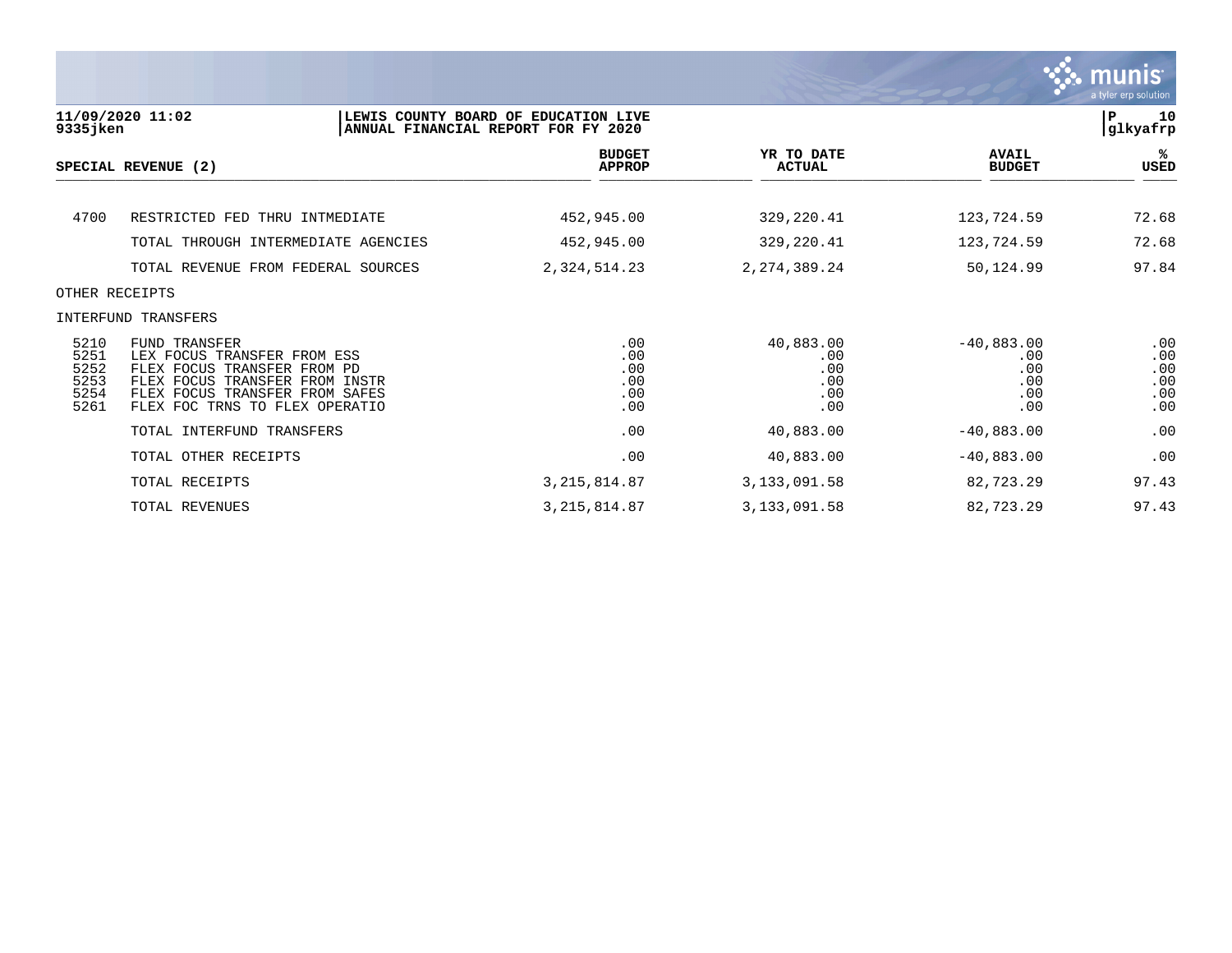11/09/2020 11:02 | LEWIS COUNTY BOARD OF EDUCATION LIVE
9335jken | ANNUAL FINANCIAL REPORT FOR FY 2020

P 10
glkyafrp

| SPECIAL REVENUE (2) | | BUDGET APPROP | YR TO DATE ACTUAL | AVAIL BUDGET | % USED |
|---|---|---|---|---|---|
| 4700 | RESTRICTED FED THRU INTMEDIATE | 452,945.00 | 329,220.41 | 123,724.59 | 72.68 |
| | TOTAL THROUGH INTERMEDIATE AGENCIES | 452,945.00 | 329,220.41 | 123,724.59 | 72.68 |
| | TOTAL REVENUE FROM FEDERAL SOURCES | 2,324,514.23 | 2,274,389.24 | 50,124.99 | 97.84 |
| OTHER RECEIPTS | | | | | |
| INTERFUND TRANSFERS | | | | | |
| 5210 | FUND TRANSFER | .00 | 40,883.00 | -40,883.00 | .00 |
| 5251 | LEX FOCUS TRANSFER FROM ESS | .00 | .00 | .00 | .00 |
| 5252 | FLEX FOCUS TRANSFER FROM PD | .00 | .00 | .00 | .00 |
| 5253 | FLEX FOCUS TRANSFER FROM INSTR | .00 | .00 | .00 | .00 |
| 5254 | FLEX FOCUS TRANSFER FROM SAFES | .00 | .00 | .00 | .00 |
| 5261 | FLEX FOC TRNS TO FLEX OPERATIO | .00 | .00 | .00 | .00 |
| | TOTAL INTERFUND TRANSFERS | .00 | 40,883.00 | -40,883.00 | .00 |
| | TOTAL OTHER RECEIPTS | .00 | 40,883.00 | -40,883.00 | .00 |
| | TOTAL RECEIPTS | 3,215,814.87 | 3,133,091.58 | 82,723.29 | 97.43 |
| | TOTAL REVENUES | 3,215,814.87 | 3,133,091.58 | 82,723.29 | 97.43 |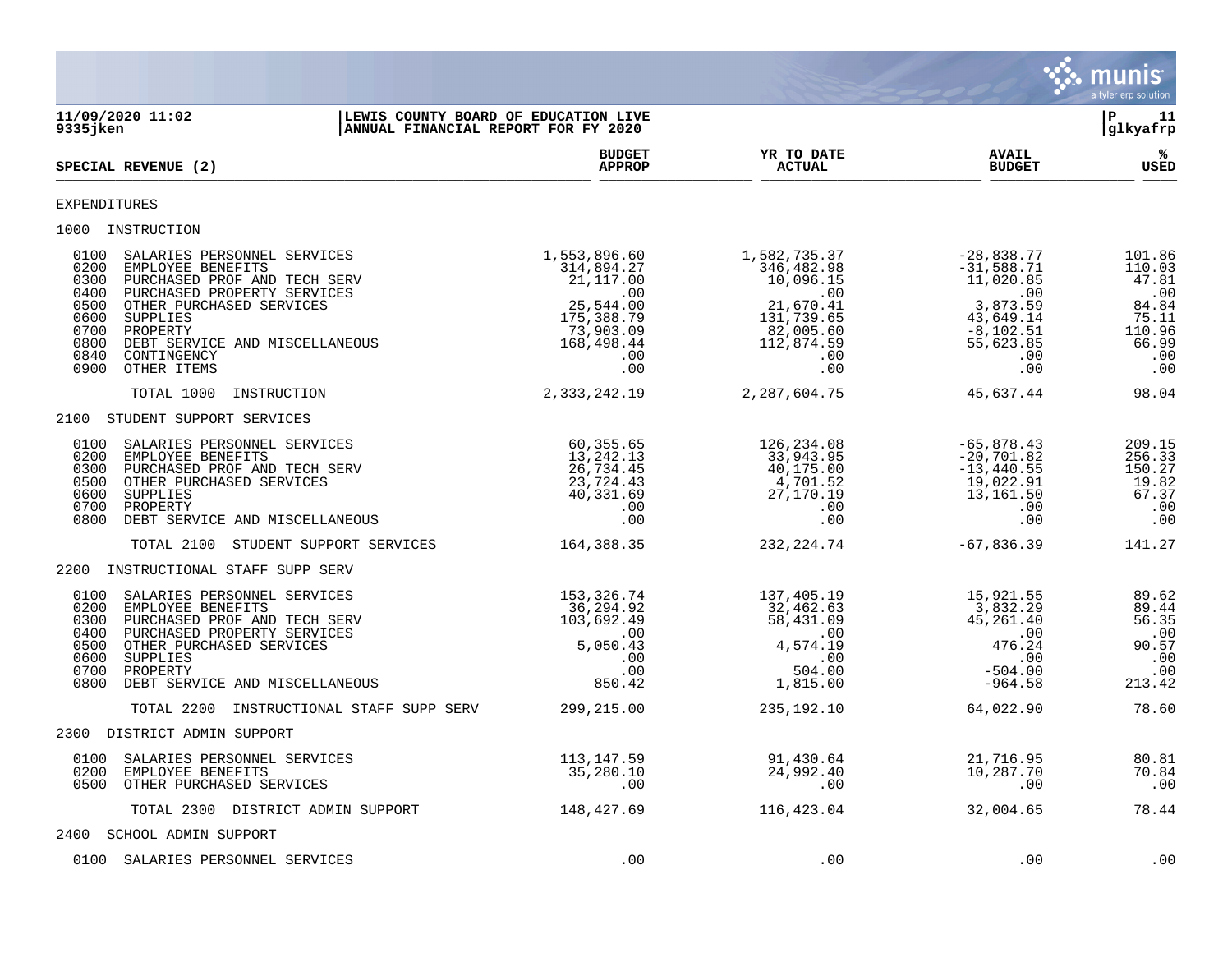**11/09/2020 11:02**
**9335jken**

**LEWIS COUNTY BOARD OF EDUCATION LIVE**
**ANNUAL FINANCIAL REPORT FOR FY 2020**

**P 11**
**glkyafrp**

| SPECIAL REVENUE (2) | BUDGET APPROP | YR TO DATE ACTUAL | AVAIL BUDGET | % USED |
|---|---|---|---|---|
| EXPENDITURES | | | | |
| 1000 INSTRUCTION | | | | |
| 0100 SALARIES PERSONNEL SERVICES | 1,553,896.60 | 1,582,735.37 | -28,838.77 | 101.86 |
| 0200 EMPLOYEE BENEFITS | 314,894.27 | 346,482.98 | -31,588.71 | 110.03 |
| 0300 PURCHASED PROF AND TECH SERV | 21,117.00 | 10,096.15 | 11,020.85 | 47.81 |
| 0400 PURCHASED PROPERTY SERVICES | .00 | .00 | .00 | .00 |
| 0500 OTHER PURCHASED SERVICES | 25,544.00 | 21,670.41 | 3,873.59 | 84.84 |
| 0600 SUPPLIES | 175,388.79 | 131,739.65 | 43,649.14 | 75.11 |
| 0700 PROPERTY | 73,903.09 | 82,005.60 | -8,102.51 | 110.96 |
| 0800 DEBT SERVICE AND MISCELLANEOUS | 168,498.44 | 112,874.59 | 55,623.85 | 66.99 |
| 0840 CONTINGENCY | .00 | .00 | .00 | .00 |
| 0900 OTHER ITEMS | .00 | .00 | .00 | .00 |
| TOTAL 1000 INSTRUCTION | 2,333,242.19 | 2,287,604.75 | 45,637.44 | 98.04 |
| 2100 STUDENT SUPPORT SERVICES | | | | |
| 0100 SALARIES PERSONNEL SERVICES | 60,355.65 | 126,234.08 | -65,878.43 | 209.15 |
| 0200 EMPLOYEE BENEFITS | 13,242.13 | 33,943.95 | -20,701.82 | 256.33 |
| 0300 PURCHASED PROF AND TECH SERV | 26,734.45 | 40,175.00 | -13,440.55 | 150.27 |
| 0500 OTHER PURCHASED SERVICES | 23,724.43 | 4,701.52 | 19,022.91 | 19.82 |
| 0600 SUPPLIES | 40,331.69 | 27,170.19 | 13,161.50 | 67.37 |
| 0700 PROPERTY | .00 | .00 | .00 | .00 |
| 0800 DEBT SERVICE AND MISCELLANEOUS | .00 | .00 | .00 | .00 |
| TOTAL 2100 STUDENT SUPPORT SERVICES | 164,388.35 | 232,224.74 | -67,836.39 | 141.27 |
| 2200 INSTRUCTIONAL STAFF SUPP SERV | | | | |
| 0100 SALARIES PERSONNEL SERVICES | 153,326.74 | 137,405.19 | 15,921.55 | 89.62 |
| 0200 EMPLOYEE BENEFITS | 36,294.92 | 32,462.63 | 3,832.29 | 89.44 |
| 0300 PURCHASED PROF AND TECH SERV | 103,692.49 | 58,431.09 | 45,261.40 | 56.35 |
| 0400 PURCHASED PROPERTY SERVICES | .00 | .00 | .00 | .00 |
| 0500 OTHER PURCHASED SERVICES | 5,050.43 | 4,574.19 | 476.24 | 90.57 |
| 0600 SUPPLIES | .00 | .00 | .00 | .00 |
| 0700 PROPERTY | .00 | 504.00 | -504.00 | .00 |
| 0800 DEBT SERVICE AND MISCELLANEOUS | 850.42 | 1,815.00 | -964.58 | 213.42 |
| TOTAL 2200 INSTRUCTIONAL STAFF SUPP SERV | 299,215.00 | 235,192.10 | 64,022.90 | 78.60 |
| 2300 DISTRICT ADMIN SUPPORT | | | | |
| 0100 SALARIES PERSONNEL SERVICES | 113,147.59 | 91,430.64 | 21,716.95 | 80.81 |
| 0200 EMPLOYEE BENEFITS | 35,280.10 | 24,992.40 | 10,287.70 | 70.84 |
| 0500 OTHER PURCHASED SERVICES | .00 | .00 | .00 | .00 |
| TOTAL 2300 DISTRICT ADMIN SUPPORT | 148,427.69 | 116,423.04 | 32,004.65 | 78.44 |
| 2400 SCHOOL ADMIN SUPPORT | | | | |
| 0100 SALARIES PERSONNEL SERVICES | .00 | .00 | .00 | .00 |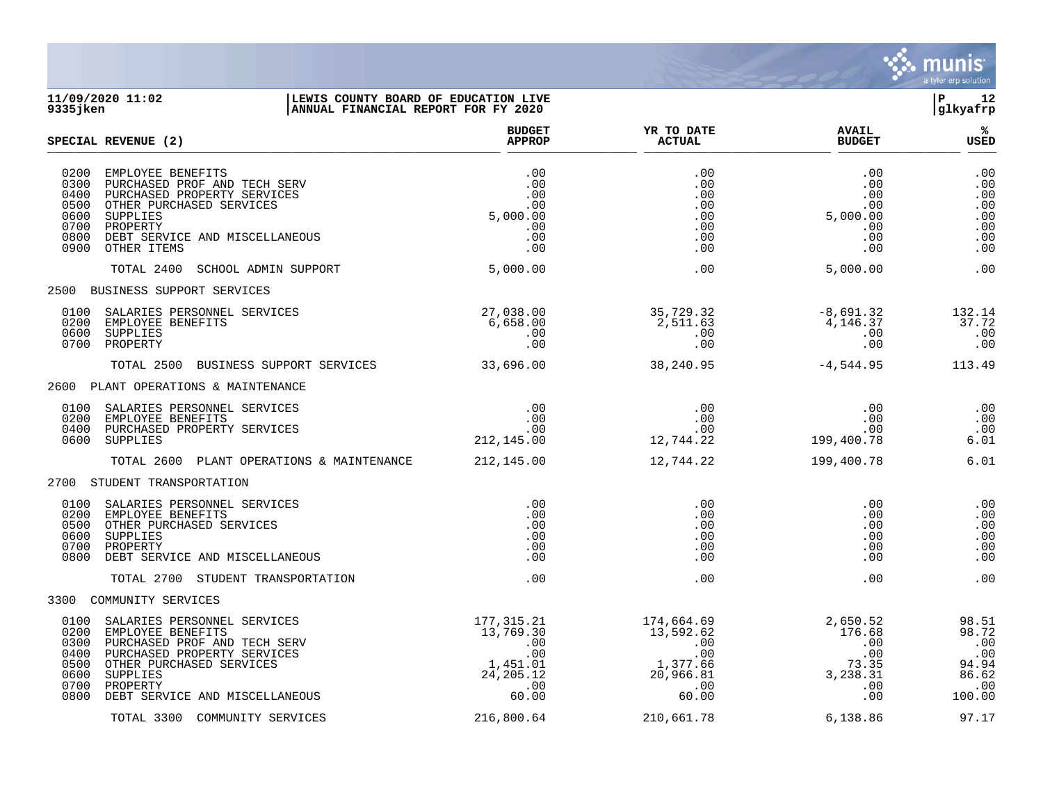**11/09/2020 11:02** | **LEWIS COUNTY BOARD OF EDUCATION LIVE**
**9335jken** | **ANNUAL FINANCIAL REPORT FOR FY 2020** | **glkyafrp**

| SPECIAL REVENUE (2) | BUDGET APPROP | YR TO DATE ACTUAL | AVAIL BUDGET | % USED |
|---|---|---|---|---|
| 0200 EMPLOYEE BENEFITS | .00 | .00 | .00 | .00 |
| 0300 PURCHASED PROF AND TECH SERV | .00 | .00 | .00 | .00 |
| 0400 PURCHASED PROPERTY SERVICES | .00 | .00 | .00 | .00 |
| 0500 OTHER PURCHASED SERVICES | .00 | .00 | .00 | .00 |
| 0600 SUPPLIES | 5,000.00 | .00 | 5,000.00 | .00 |
| 0700 PROPERTY | .00 | .00 | .00 | .00 |
| 0800 DEBT SERVICE AND MISCELLANEOUS | .00 | .00 | .00 | .00 |
| 0900 OTHER ITEMS | .00 | .00 | .00 | .00 |
| TOTAL 2400 SCHOOL ADMIN SUPPORT | 5,000.00 | .00 | 5,000.00 | .00 |
| **2500 BUSINESS SUPPORT SERVICES** | | | | |
| 0100 SALARIES PERSONNEL SERVICES | 27,038.00 | 35,729.32 | -8,691.32 | 132.14 |
| 0200 EMPLOYEE BENEFITS | 6,658.00 | 2,511.63 | 4,146.37 | 37.72 |
| 0600 SUPPLIES | .00 | .00 | .00 | .00 |
| 0700 PROPERTY | .00 | .00 | .00 | .00 |
| TOTAL 2500 BUSINESS SUPPORT SERVICES | 33,696.00 | 38,240.95 | -4,544.95 | 113.49 |
| **2600 PLANT OPERATIONS & MAINTENANCE** | | | | |
| 0100 SALARIES PERSONNEL SERVICES | .00 | .00 | .00 | .00 |
| 0200 EMPLOYEE BENEFITS | .00 | .00 | .00 | .00 |
| 0400 PURCHASED PROPERTY SERVICES | .00 | .00 | .00 | .00 |
| 0600 SUPPLIES | 212,145.00 | 12,744.22 | 199,400.78 | 6.01 |
| TOTAL 2600 PLANT OPERATIONS & MAINTENANCE | 212,145.00 | 12,744.22 | 199,400.78 | 6.01 |
| **2700 STUDENT TRANSPORTATION** | | | | |
| 0100 SALARIES PERSONNEL SERVICES | .00 | .00 | .00 | .00 |
| 0200 EMPLOYEE BENEFITS | .00 | .00 | .00 | .00 |
| 0500 OTHER PURCHASED SERVICES | .00 | .00 | .00 | .00 |
| 0600 SUPPLIES | .00 | .00 | .00 | .00 |
| 0700 PROPERTY | .00 | .00 | .00 | .00 |
| 0800 DEBT SERVICE AND MISCELLANEOUS | .00 | .00 | .00 | .00 |
| TOTAL 2700 STUDENT TRANSPORTATION | .00 | .00 | .00 | .00 |
| **3300 COMMUNITY SERVICES** | | | | |
| 0100 SALARIES PERSONNEL SERVICES | 177,315.21 | 174,664.69 | 2,650.52 | 98.51 |
| 0200 EMPLOYEE BENEFITS | 13,769.30 | 13,592.62 | 176.68 | 98.72 |
| 0300 PURCHASED PROF AND TECH SERV | .00 | .00 | .00 | .00 |
| 0400 PURCHASED PROPERTY SERVICES | .00 | .00 | .00 | .00 |
| 0500 OTHER PURCHASED SERVICES | 1,451.01 | 1,377.66 | 73.35 | 94.94 |
| 0600 SUPPLIES | 24,205.12 | 20,966.81 | 3,238.31 | 86.62 |
| 0700 PROPERTY | .00 | .00 | .00 | .00 |
| 0800 DEBT SERVICE AND MISCELLANEOUS | 60.00 | 60.00 | .00 | 100.00 |
| TOTAL 3300 COMMUNITY SERVICES | 216,800.64 | 210,661.78 | 6,138.86 | 97.17 |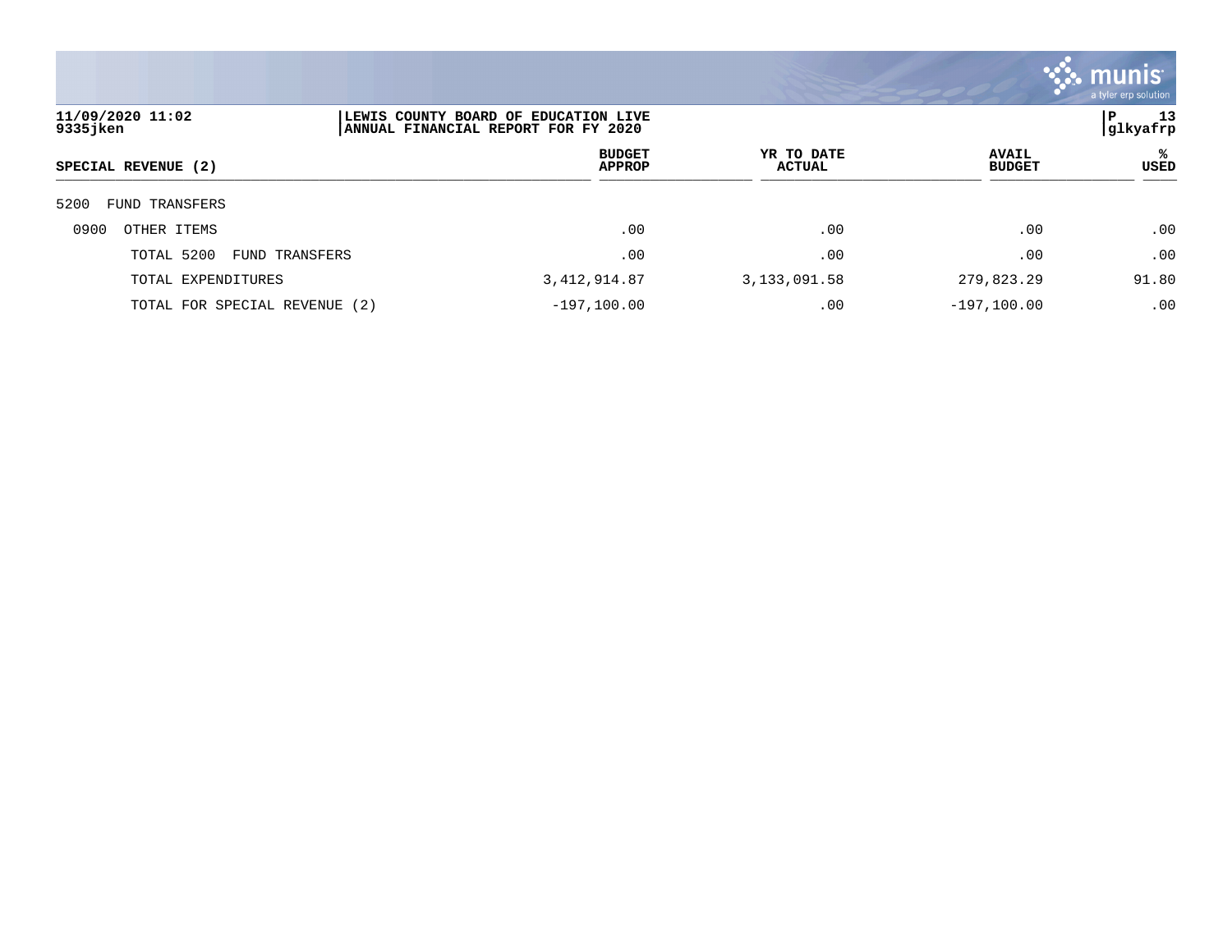11/09/2020 11:02
9335jken

LEWIS COUNTY BOARD OF EDUCATION LIVE
ANNUAL FINANCIAL REPORT FOR FY 2020

P 13
glkyafrp

| SPECIAL REVENUE (2) | BUDGET APPROP | YR TO DATE ACTUAL | AVAIL BUDGET | % USED |
|---|---|---|---|---|
| 5200 FUND TRANSFERS | | | | |
| 0900 OTHER ITEMS | .00 | .00 | .00 | .00 |
| TOTAL 5200 FUND TRANSFERS | .00 | .00 | .00 | .00 |
| TOTAL EXPENDITURES | 3,412,914.87 | 3,133,091.58 | 279,823.29 | 91.80 |
| TOTAL FOR SPECIAL REVENUE (2) | -197,100.00 | .00 | -197,100.00 | .00 |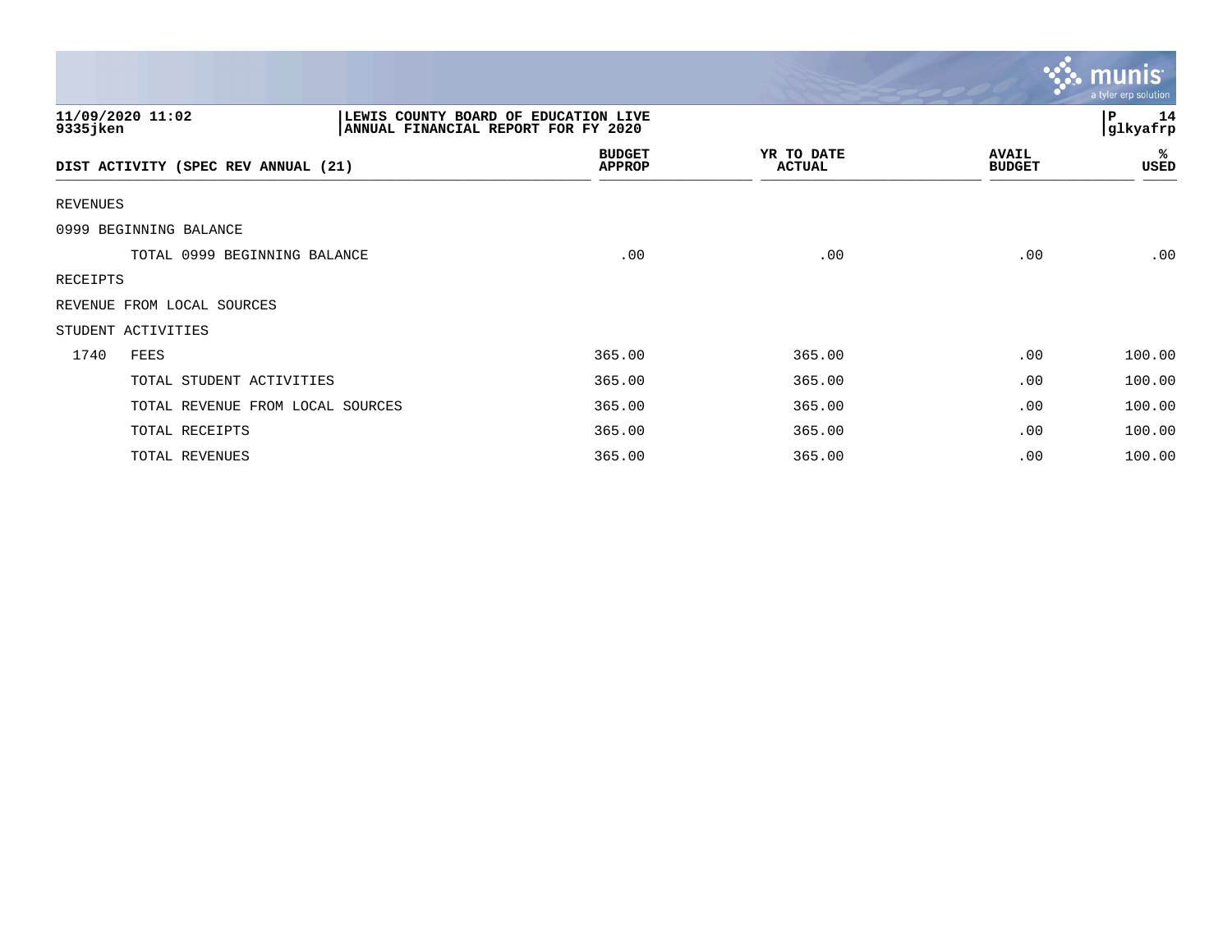11/09/2020 11:02 | LEWIS COUNTY BOARD OF EDUCATION LIVE | P 14
9335jken | ANNUAL FINANCIAL REPORT FOR FY 2020 | glkyafrp

| DIST ACTIVITY (SPEC REV ANNUAL (21) | | BUDGET APPROP | YR TO DATE ACTUAL | AVAIL BUDGET | % USED |
|---|---|---|---|---|---|
| REVENUES | | | | | |
| 0999 BEGINNING BALANCE | | | | | |
| | TOTAL 0999 BEGINNING BALANCE | .00 | .00 | .00 | .00 |
| RECEIPTS | | | | | |
| REVENUE FROM LOCAL SOURCES | | | | | |
| STUDENT ACTIVITIES | | | | | |
| 1740 | FEES | 365.00 | 365.00 | .00 | 100.00 |
| | TOTAL STUDENT ACTIVITIES | 365.00 | 365.00 | .00 | 100.00 |
| | TOTAL REVENUE FROM LOCAL SOURCES | 365.00 | 365.00 | .00 | 100.00 |
| | TOTAL RECEIPTS | 365.00 | 365.00 | .00 | 100.00 |
| | TOTAL REVENUES | 365.00 | 365.00 | .00 | 100.00 |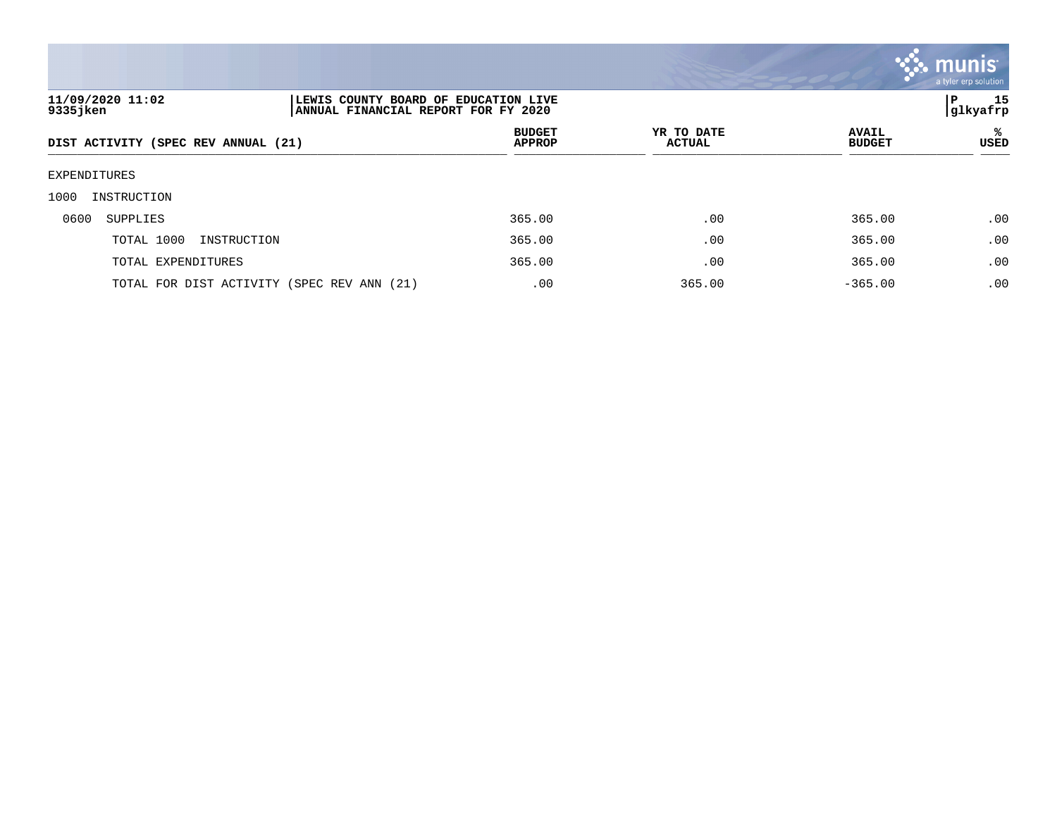11/09/2020 11:02
9335jken

LEWIS COUNTY BOARD OF EDUCATION LIVE
ANNUAL FINANCIAL REPORT FOR FY 2020

glkyafrp

| DIST ACTIVITY (SPEC REV ANNUAL (21) | BUDGET APPROP | YR TO DATE ACTUAL | AVAIL BUDGET | % USED |
|---|---|---|---|---|
| EXPENDITURES | | | | |
| 1000 INSTRUCTION | | | | |
| 0600 SUPPLIES | 365.00 | .00 | 365.00 | .00 |
| TOTAL 1000 INSTRUCTION | 365.00 | .00 | 365.00 | .00 |
| TOTAL EXPENDITURES | 365.00 | .00 | 365.00 | .00 |
| TOTAL FOR DIST ACTIVITY (SPEC REV ANN (21) | .00 | 365.00 | -365.00 | .00 |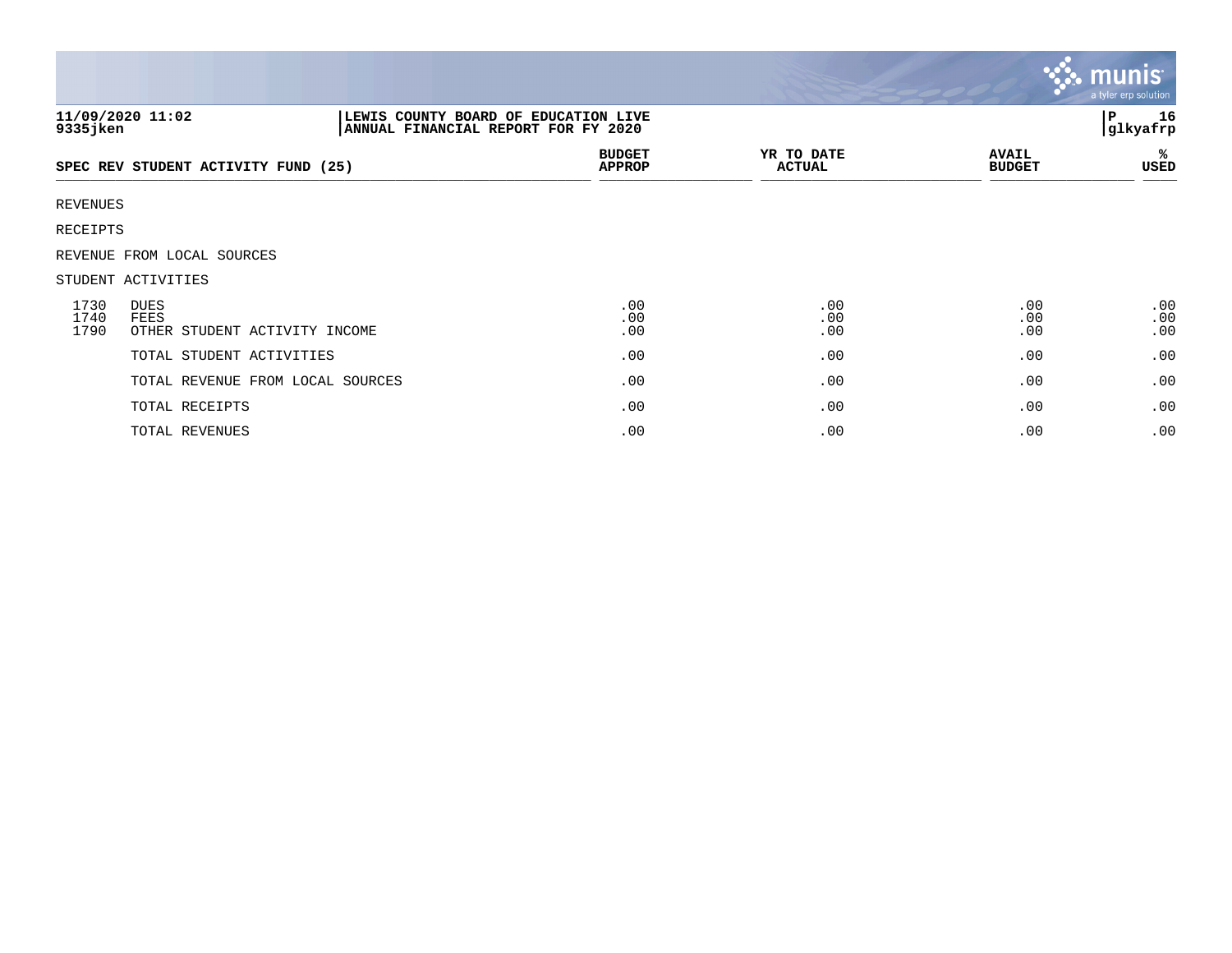**LEWIS COUNTY BOARD OF EDUCATION LIVE**
**ANNUAL FINANCIAL REPORT FOR FY 2020**

11/09/2020 11:02
9335jken

P 16
glkyafrp

| SPEC REV STUDENT ACTIVITY FUND (25) | | BUDGET APPROP | YR TO DATE ACTUAL | AVAIL BUDGET | % USED |
|---|---|---|---|---|---|
| REVENUES | | | | | |
| RECEIPTS | | | | | |
| REVENUE FROM LOCAL SOURCES | | | | | |
| STUDENT ACTIVITIES | | | | | |
| 1730 | DUES | .00 | .00 | .00 | .00 |
| 1740 | FEES | .00 | .00 | .00 | .00 |
| 1790 | OTHER STUDENT ACTIVITY INCOME | .00 | .00 | .00 | .00 |
| | TOTAL STUDENT ACTIVITIES | .00 | .00 | .00 | .00 |
| | TOTAL REVENUE FROM LOCAL SOURCES | .00 | .00 | .00 | .00 |
| | TOTAL RECEIPTS | .00 | .00 | .00 | .00 |
| | TOTAL REVENUES | .00 | .00 | .00 | .00 |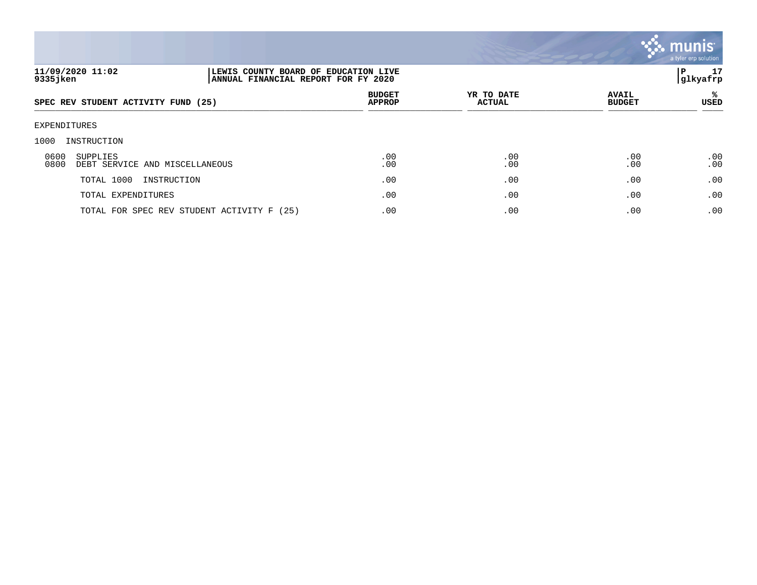11/09/2020 11:02
9335jken

LEWIS COUNTY BOARD OF EDUCATION LIVE
ANNUAL FINANCIAL REPORT FOR FY 2020

glkyafrp

| SPEC REV STUDENT ACTIVITY FUND (25) | BUDGET APPROP | YR TO DATE ACTUAL | AVAIL BUDGET | % USED |
|---|---|---|---|---|
| EXPENDITURES | | | | |
| 1000 INSTRUCTION | | | | |
| 0600 SUPPLIES | .00 | .00 | .00 | .00 |
| 0800 DEBT SERVICE AND MISCELLANEOUS | .00 | .00 | .00 | .00 |
| TOTAL 1000 INSTRUCTION | .00 | .00 | .00 | .00 |
| TOTAL EXPENDITURES | .00 | .00 | .00 | .00 |
| TOTAL FOR SPEC REV STUDENT ACTIVITY F (25) | .00 | .00 | .00 | .00 |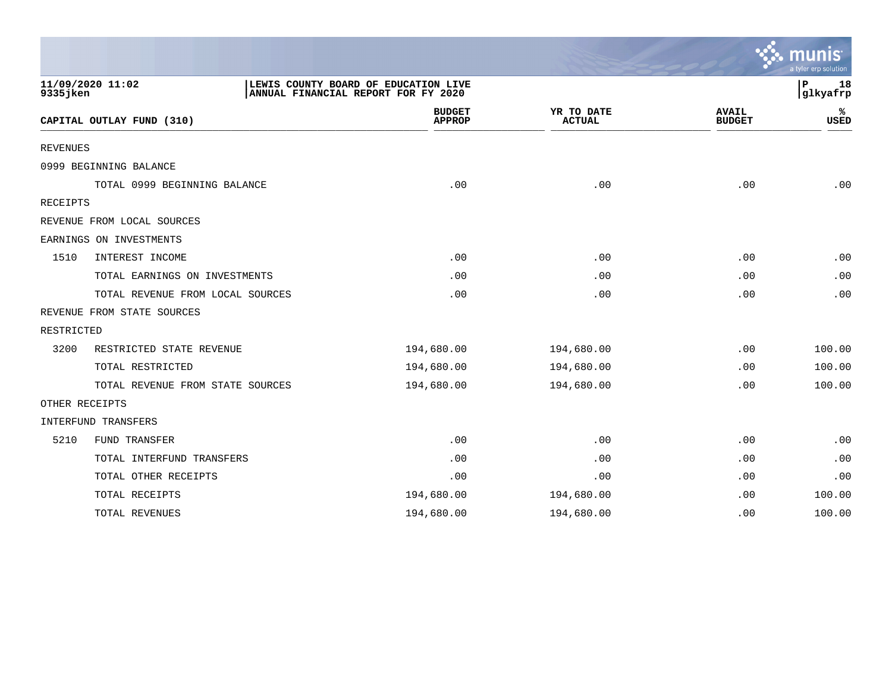**LEWIS COUNTY BOARD OF EDUCATION LIVE**
**ANNUAL FINANCIAL REPORT FOR FY 2020**

| CAPITAL OUTLAY FUND (310) | | BUDGET APPROP | YR TO DATE ACTUAL | AVAIL BUDGET | % USED |
|---|---|---|---|---|---|
| REVENUES | | | | | |
| 0999 BEGINNING BALANCE | | | | | |
| | TOTAL 0999 BEGINNING BALANCE | .00 | .00 | .00 | .00 |
| RECEIPTS | | | | | |
| REVENUE FROM LOCAL SOURCES | | | | | |
| EARNINGS ON INVESTMENTS | | | | | |
| 1510 | INTEREST INCOME | .00 | .00 | .00 | .00 |
| | TOTAL EARNINGS ON INVESTMENTS | .00 | .00 | .00 | .00 |
| | TOTAL REVENUE FROM LOCAL SOURCES | .00 | .00 | .00 | .00 |
| REVENUE FROM STATE SOURCES | | | | | |
| RESTRICTED | | | | | |
| 3200 | RESTRICTED STATE REVENUE | 194,680.00 | 194,680.00 | .00 | 100.00 |
| | TOTAL RESTRICTED | 194,680.00 | 194,680.00 | .00 | 100.00 |
| | TOTAL REVENUE FROM STATE SOURCES | 194,680.00 | 194,680.00 | .00 | 100.00 |
| OTHER RECEIPTS | | | | | |
| INTERFUND TRANSFERS | | | | | |
| 5210 | FUND TRANSFER | .00 | .00 | .00 | .00 |
| | TOTAL INTERFUND TRANSFERS | .00 | .00 | .00 | .00 |
| | TOTAL OTHER RECEIPTS | .00 | .00 | .00 | .00 |
| | TOTAL RECEIPTS | 194,680.00 | 194,680.00 | .00 | 100.00 |
| | TOTAL REVENUES | 194,680.00 | 194,680.00 | .00 | 100.00 |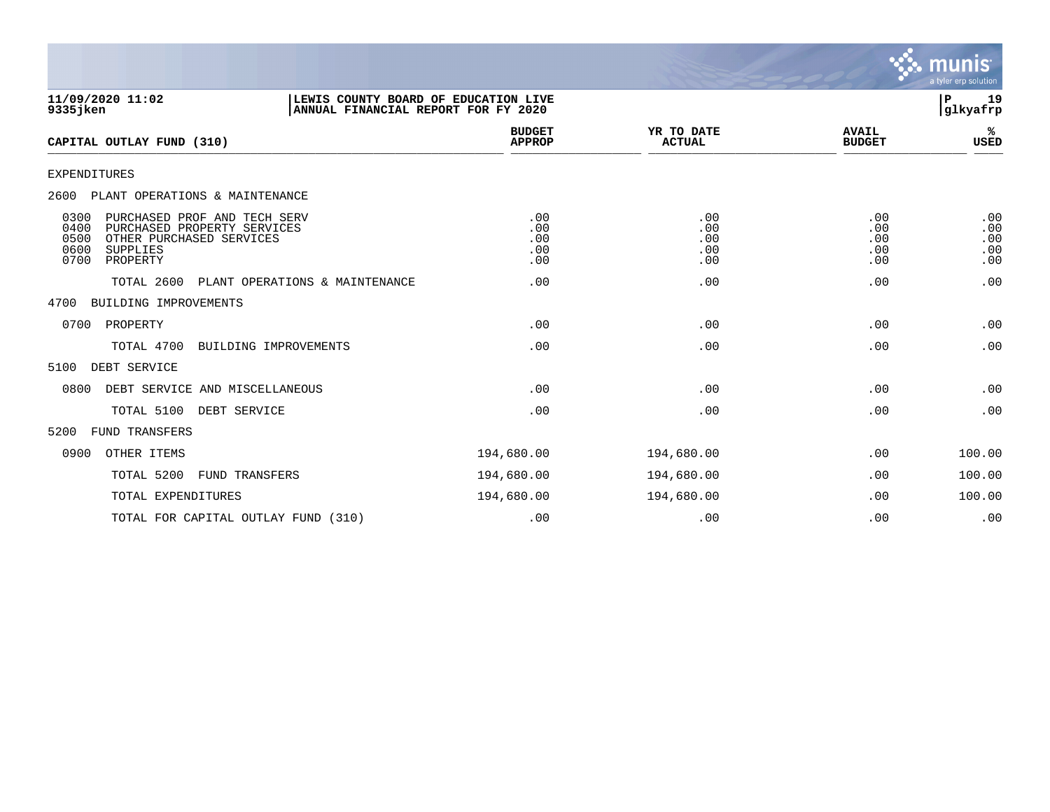11/09/2020 11:02 | LEWIS COUNTY BOARD OF EDUCATION LIVE
9335jken | ANNUAL FINANCIAL REPORT FOR FY 2020

| CAPITAL OUTLAY FUND (310) | BUDGET APPROP | YR TO DATE ACTUAL | AVAIL BUDGET | % USED |
|---|---|---|---|---|
| EXPENDITURES | | | | |
| 2600 PLANT OPERATIONS & MAINTENANCE | | | | |
| 0300 PURCHASED PROF AND TECH SERV | .00 | .00 | .00 | .00 |
| 0400 PURCHASED PROPERTY SERVICES | .00 | .00 | .00 | .00 |
| 0500 OTHER PURCHASED SERVICES | .00 | .00 | .00 | .00 |
| 0600 SUPPLIES | .00 | .00 | .00 | .00 |
| 0700 PROPERTY | .00 | .00 | .00 | .00 |
| TOTAL 2600 PLANT OPERATIONS & MAINTENANCE | .00 | .00 | .00 | .00 |
| 4700 BUILDING IMPROVEMENTS | | | | |
| 0700 PROPERTY | .00 | .00 | .00 | .00 |
| TOTAL 4700 BUILDING IMPROVEMENTS | .00 | .00 | .00 | .00 |
| 5100 DEBT SERVICE | | | | |
| 0800 DEBT SERVICE AND MISCELLANEOUS | .00 | .00 | .00 | .00 |
| TOTAL 5100 DEBT SERVICE | .00 | .00 | .00 | .00 |
| 5200 FUND TRANSFERS | | | | |
| 0900 OTHER ITEMS | 194,680.00 | 194,680.00 | .00 | 100.00 |
| TOTAL 5200 FUND TRANSFERS | 194,680.00 | 194,680.00 | .00 | 100.00 |
| TOTAL EXPENDITURES | 194,680.00 | 194,680.00 | .00 | 100.00 |
| TOTAL FOR CAPITAL OUTLAY FUND (310) | .00 | .00 | .00 | .00 |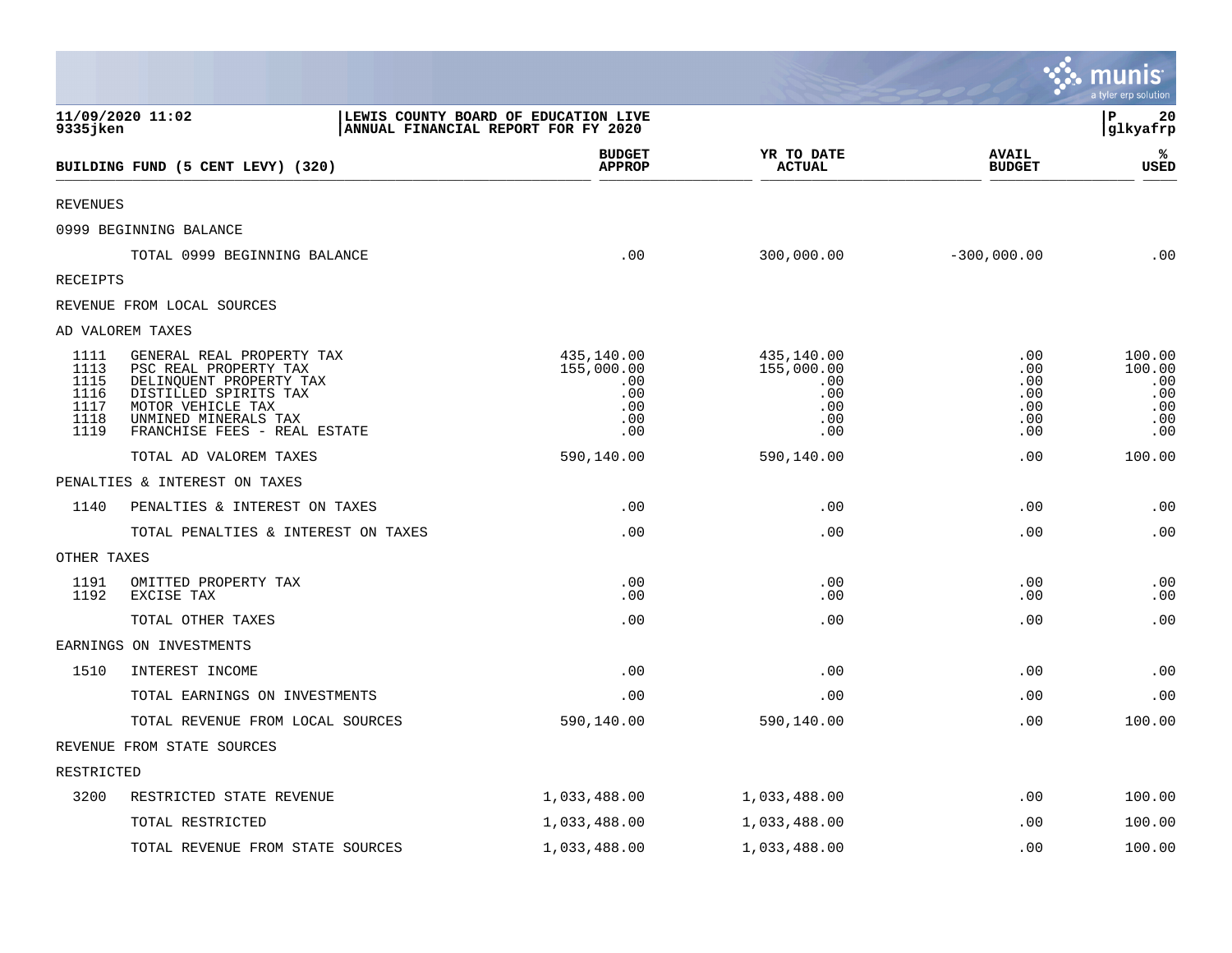11/09/2020 11:02 | LEWIS COUNTY BOARD OF EDUCATION LIVE
9335jken | ANNUAL FINANCIAL REPORT FOR FY 2020

| BUILDING FUND (5 CENT LEVY) (320) | | BUDGET APPROP | YR TO DATE ACTUAL | AVAIL BUDGET | % USED |
|---|---|---|---|---|---|
| REVENUES | | | | | |
| 0999 BEGINNING BALANCE | | | | | |
| | TOTAL 0999 BEGINNING BALANCE | .00 | 300,000.00 | -300,000.00 | .00 |
| RECEIPTS | | | | | |
| REVENUE FROM LOCAL SOURCES | | | | | |
| AD VALOREM TAXES | | | | | |
| 1111 | GENERAL REAL PROPERTY TAX | 435,140.00 | 435,140.00 | .00 | 100.00 |
| 1113 | PSC REAL PROPERTY TAX | 155,000.00 | 155,000.00 | .00 | 100.00 |
| 1115 | DELINQUENT PROPERTY TAX | .00 | .00 | .00 | .00 |
| 1116 | DISTILLED SPIRITS TAX | .00 | .00 | .00 | .00 |
| 1117 | MOTOR VEHICLE TAX | .00 | .00 | .00 | .00 |
| 1118 | UNMINED MINERALS TAX | .00 | .00 | .00 | .00 |
| 1119 | FRANCHISE FEES - REAL ESTATE | .00 | .00 | .00 | .00 |
| | TOTAL AD VALOREM TAXES | 590,140.00 | 590,140.00 | .00 | 100.00 |
| PENALTIES & INTEREST ON TAXES | | | | | |
| 1140 | PENALTIES & INTEREST ON TAXES | .00 | .00 | .00 | .00 |
| | TOTAL PENALTIES & INTEREST ON TAXES | .00 | .00 | .00 | .00 |
| OTHER TAXES | | | | | |
| 1191 | OMITTED PROPERTY TAX | .00 | .00 | .00 | .00 |
| 1192 | EXCISE TAX | .00 | .00 | .00 | .00 |
| | TOTAL OTHER TAXES | .00 | .00 | .00 | .00 |
| EARNINGS ON INVESTMENTS | | | | | |
| 1510 | INTEREST INCOME | .00 | .00 | .00 | .00 |
| | TOTAL EARNINGS ON INVESTMENTS | .00 | .00 | .00 | .00 |
| | TOTAL REVENUE FROM LOCAL SOURCES | 590,140.00 | 590,140.00 | .00 | 100.00 |
| REVENUE FROM STATE SOURCES | | | | | |
| RESTRICTED | | | | | |
| 3200 | RESTRICTED STATE REVENUE | 1,033,488.00 | 1,033,488.00 | .00 | 100.00 |
| | TOTAL RESTRICTED | 1,033,488.00 | 1,033,488.00 | .00 | 100.00 |
| | TOTAL REVENUE FROM STATE SOURCES | 1,033,488.00 | 1,033,488.00 | .00 | 100.00 |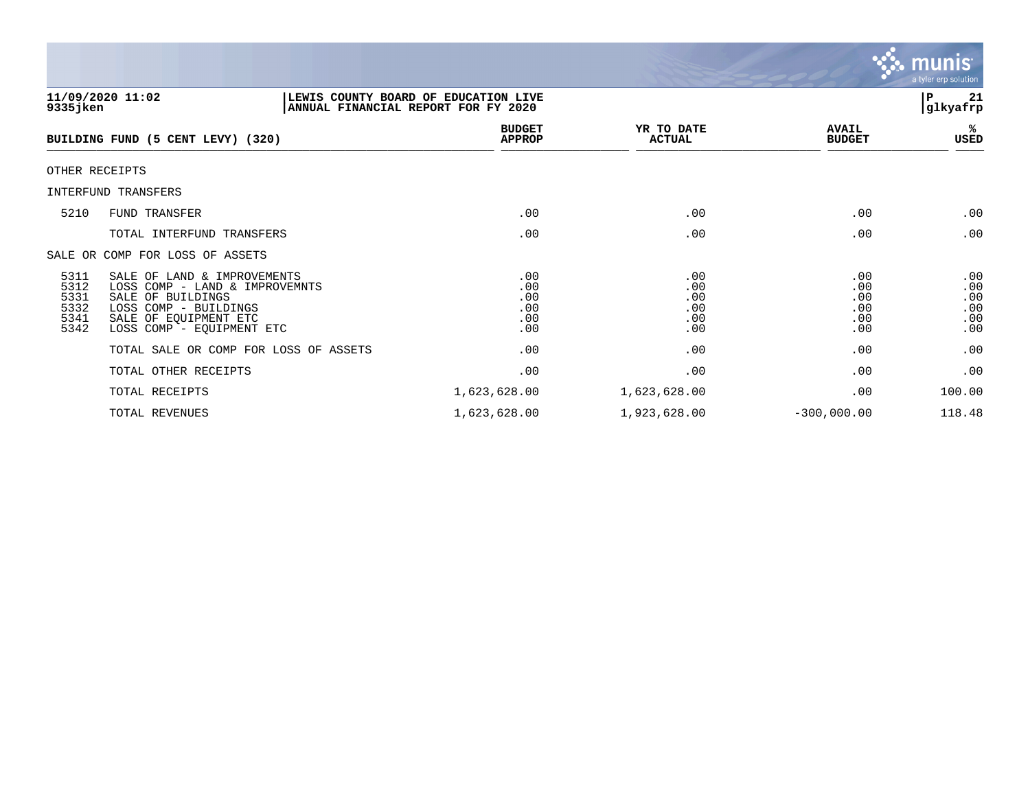11/09/2020 11:02 | LEWIS COUNTY BOARD OF EDUCATION LIVE | P 21
9335jken | ANNUAL FINANCIAL REPORT FOR FY 2020 | glkyafrp

| | BUILDING FUND (5 CENT LEVY) (320) | BUDGET APPROP | YR TO DATE ACTUAL | AVAIL BUDGET | % USED |
|---|---|---|---|---|---|
| OTHER RECEIPTS | | | | | |
| INTERFUND TRANSFERS | | | | | |
| 5210 | FUND TRANSFER | .00 | .00 | .00 | .00 |
| | TOTAL INTERFUND TRANSFERS | .00 | .00 | .00 | .00 |
| SALE OR COMP FOR LOSS OF ASSETS | | | | | |
| 5311 | SALE OF LAND & IMPROVEMENTS | .00 | .00 | .00 | .00 |
| 5312 | LOSS COMP - LAND & IMPROVEMNTS | .00 | .00 | .00 | .00 |
| 5331 | SALE OF BUILDINGS | .00 | .00 | .00 | .00 |
| 5332 | LOSS COMP - BUILDINGS | .00 | .00 | .00 | .00 |
| 5341 | SALE OF EQUIPMENT ETC | .00 | .00 | .00 | .00 |
| 5342 | LOSS COMP - EQUIPMENT ETC | .00 | .00 | .00 | .00 |
| | TOTAL SALE OR COMP FOR LOSS OF ASSETS | .00 | .00 | .00 | .00 |
| | TOTAL OTHER RECEIPTS | .00 | .00 | .00 | .00 |
| | TOTAL RECEIPTS | 1,623,628.00 | 1,623,628.00 | .00 | 100.00 |
| | TOTAL REVENUES | 1,623,628.00 | 1,923,628.00 | -300,000.00 | 118.48 |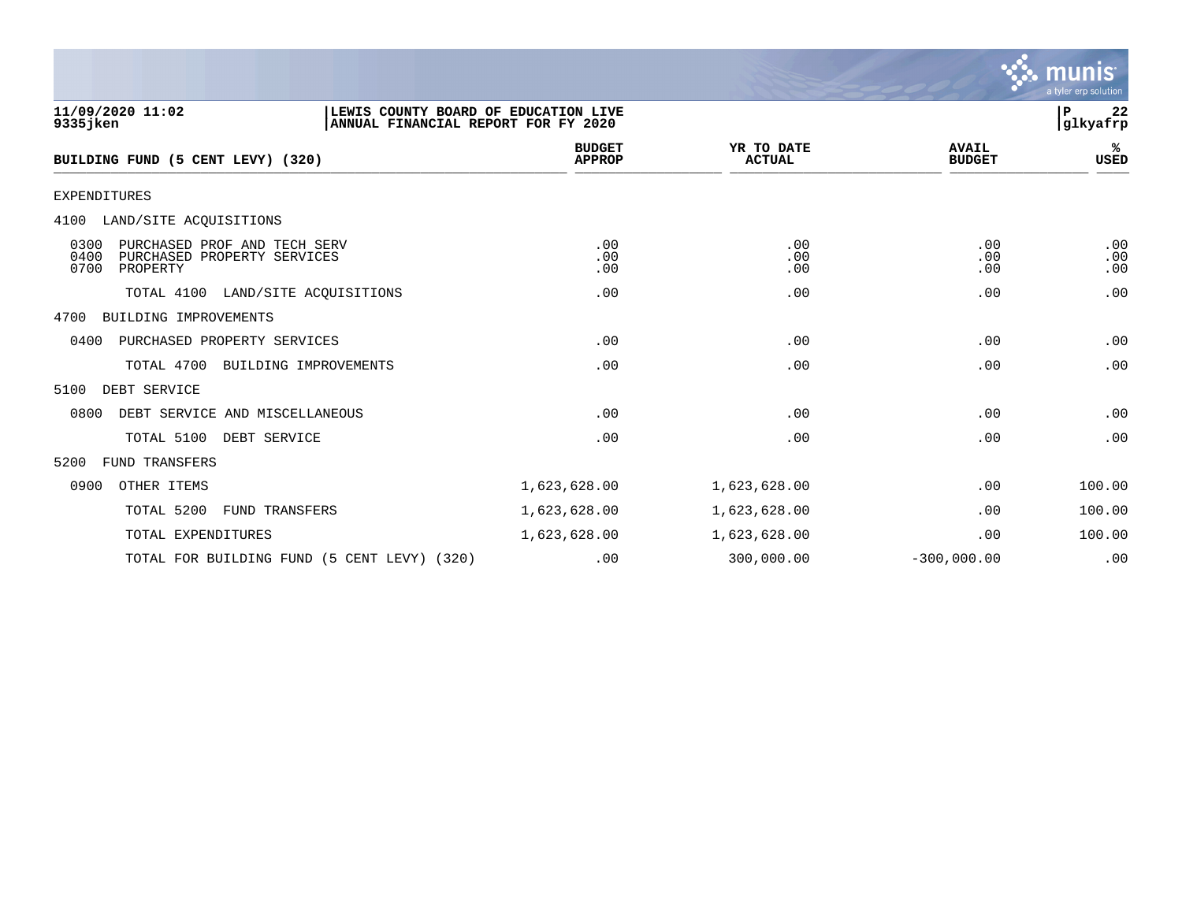11/09/2020 11:02
9335jken

LEWIS COUNTY BOARD OF EDUCATION LIVE
ANNUAL FINANCIAL REPORT FOR FY 2020

P 22
glkyafrp

| BUILDING FUND (5 CENT LEVY) (320) | BUDGET APPROP | YR TO DATE ACTUAL | AVAIL BUDGET | % USED |
|---|---|---|---|---|
| EXPENDITURES | | | | |
| 4100 LAND/SITE ACQUISITIONS | | | | |
| 0300 PURCHASED PROF AND TECH SERV | .00 | .00 | .00 | .00 |
| 0400 PURCHASED PROPERTY SERVICES | .00 | .00 | .00 | .00 |
| 0700 PROPERTY | .00 | .00 | .00 | .00 |
| TOTAL 4100 LAND/SITE ACQUISITIONS | .00 | .00 | .00 | .00 |
| 4700 BUILDING IMPROVEMENTS | | | | |
| 0400 PURCHASED PROPERTY SERVICES | .00 | .00 | .00 | .00 |
| TOTAL 4700 BUILDING IMPROVEMENTS | .00 | .00 | .00 | .00 |
| 5100 DEBT SERVICE | | | | |
| 0800 DEBT SERVICE AND MISCELLANEOUS | .00 | .00 | .00 | .00 |
| TOTAL 5100 DEBT SERVICE | .00 | .00 | .00 | .00 |
| 5200 FUND TRANSFERS | | | | |
| 0900 OTHER ITEMS | 1,623,628.00 | 1,623,628.00 | .00 | 100.00 |
| TOTAL 5200 FUND TRANSFERS | 1,623,628.00 | 1,623,628.00 | .00 | 100.00 |
| TOTAL EXPENDITURES | 1,623,628.00 | 1,623,628.00 | .00 | 100.00 |
| TOTAL FOR BUILDING FUND (5 CENT LEVY) (320) | .00 | 300,000.00 | -300,000.00 | .00 |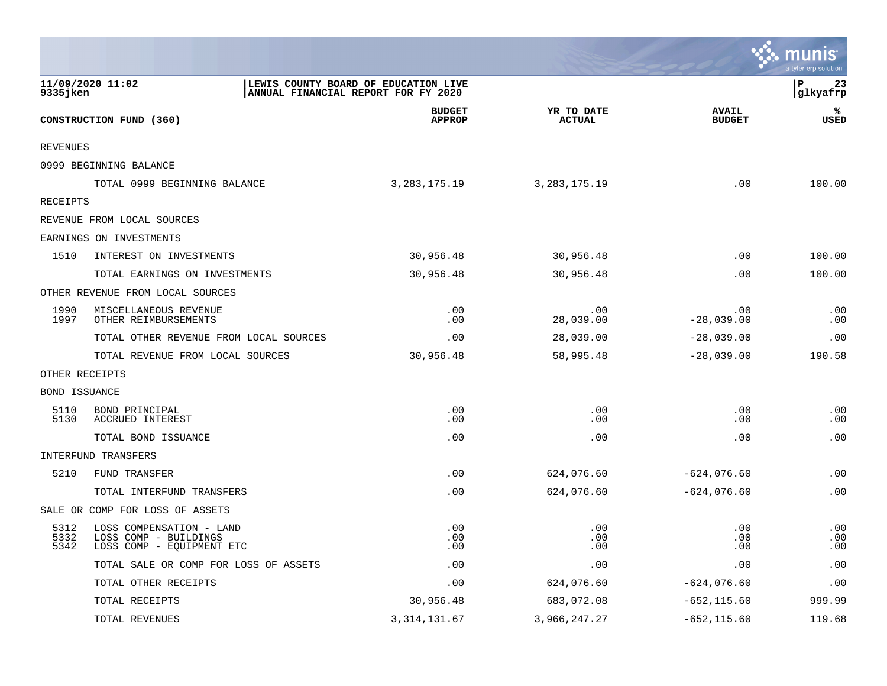**LEWIS COUNTY BOARD OF EDUCATION LIVE**
**ANNUAL FINANCIAL REPORT FOR FY 2020**

11/09/2020 11:02
9335jken

| CONSTRUCTION FUND (360) | | BUDGET APPROP | YR TO DATE ACTUAL | AVAIL BUDGET | % USED |
|---|---|---|---|---|---|
| REVENUES | | | | | |
| 0999 BEGINNING BALANCE | | | | | |
| | TOTAL 0999 BEGINNING BALANCE | 3,283,175.19 | 3,283,175.19 | .00 | 100.00 |
| RECEIPTS | | | | | |
| REVENUE FROM LOCAL SOURCES | | | | | |
| EARNINGS ON INVESTMENTS | | | | | |
| 1510 | INTEREST ON INVESTMENTS | 30,956.48 | 30,956.48 | .00 | 100.00 |
| | TOTAL EARNINGS ON INVESTMENTS | 30,956.48 | 30,956.48 | .00 | 100.00 |
| OTHER REVENUE FROM LOCAL SOURCES | | | | | |
| 1990 | MISCELLANEOUS REVENUE | .00 | .00 | .00 | .00 |
| 1997 | OTHER REIMBURSEMENTS | .00 | 28,039.00 | -28,039.00 | .00 |
| | TOTAL OTHER REVENUE FROM LOCAL SOURCES | .00 | 28,039.00 | -28,039.00 | .00 |
| | TOTAL REVENUE FROM LOCAL SOURCES | 30,956.48 | 58,995.48 | -28,039.00 | 190.58 |
| OTHER RECEIPTS | | | | | |
| BOND ISSUANCE | | | | | |
| 5110 | BOND PRINCIPAL | .00 | .00 | .00 | .00 |
| 5130 | ACCRUED INTEREST | .00 | .00 | .00 | .00 |
| | TOTAL BOND ISSUANCE | .00 | .00 | .00 | .00 |
| INTERFUND TRANSFERS | | | | | |
| 5210 | FUND TRANSFER | .00 | 624,076.60 | -624,076.60 | .00 |
| | TOTAL INTERFUND TRANSFERS | .00 | 624,076.60 | -624,076.60 | .00 |
| SALE OR COMP FOR LOSS OF ASSETS | | | | | |
| 5312 | LOSS COMPENSATION - LAND | .00 | .00 | .00 | .00 |
| 5332 | LOSS COMP - BUILDINGS | .00 | .00 | .00 | .00 |
| 5342 | LOSS COMP - EQUIPMENT ETC | .00 | .00 | .00 | .00 |
| | TOTAL SALE OR COMP FOR LOSS OF ASSETS | .00 | .00 | .00 | .00 |
| | TOTAL OTHER RECEIPTS | .00 | 624,076.60 | -624,076.60 | .00 |
| | TOTAL RECEIPTS | 30,956.48 | 683,072.08 | -652,115.60 | 999.99 |
| | TOTAL REVENUES | 3,314,131.67 | 3,966,247.27 | -652,115.60 | 119.68 |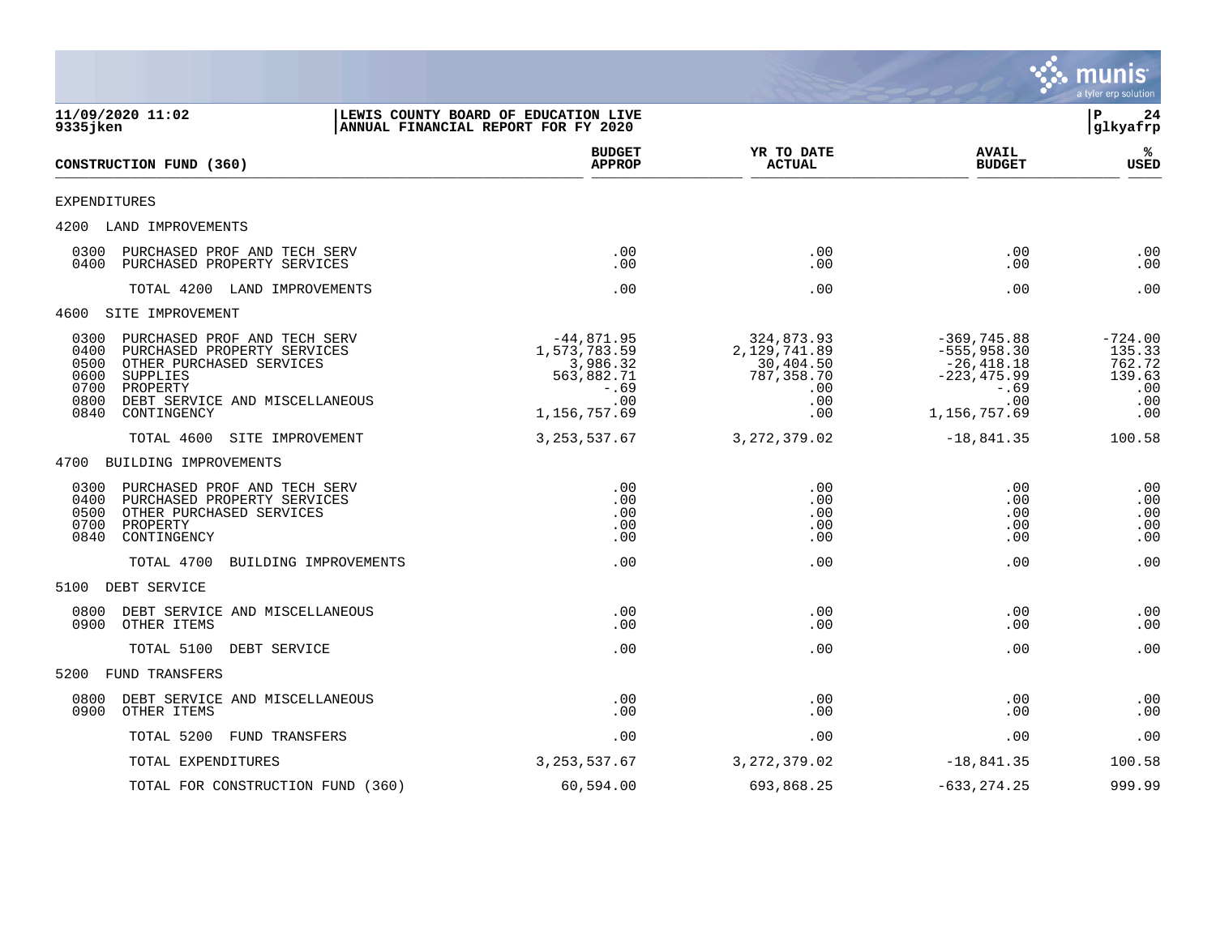11/09/2020 11:02 | LEWIS COUNTY BOARD OF EDUCATION LIVE | P 24
9335jken | ANNUAL FINANCIAL REPORT FOR FY 2020 | glkyafrp

| CONSTRUCTION FUND (360) | BUDGET APPROP | YR TO DATE ACTUAL | AVAIL BUDGET | % USED |
|---|---|---|---|---|
| **EXPENDITURES** | | | | |
| **4200 LAND IMPROVEMENTS** | | | | |
| 0300 PURCHASED PROF AND TECH SERV | .00 | .00 | .00 | .00 |
| 0400 PURCHASED PROPERTY SERVICES | .00 | .00 | .00 | .00 |
| TOTAL 4200 LAND IMPROVEMENTS | .00 | .00 | .00 | .00 |
| **4600 SITE IMPROVEMENT** | | | | |
| 0300 PURCHASED PROF AND TECH SERV | -44,871.95 | 324,873.93 | -369,745.88 | -724.00 |
| 0400 PURCHASED PROPERTY SERVICES | 1,573,783.59 | 2,129,741.89 | -555,958.30 | 135.33 |
| 0500 OTHER PURCHASED SERVICES | 3,986.32 | 30,404.50 | -26,418.18 | 762.72 |
| 0600 SUPPLIES | 563,882.71 | 787,358.70 | -223,475.99 | 139.63 |
| 0700 PROPERTY | -.69 | .00 | -.69 | .00 |
| 0800 DEBT SERVICE AND MISCELLANEOUS | .00 | .00 | .00 | .00 |
| 0840 CONTINGENCY | 1,156,757.69 | .00 | 1,156,757.69 | .00 |
| TOTAL 4600 SITE IMPROVEMENT | 3,253,537.67 | 3,272,379.02 | -18,841.35 | 100.58 |
| **4700 BUILDING IMPROVEMENTS** | | | | |
| 0300 PURCHASED PROF AND TECH SERV | .00 | .00 | .00 | .00 |
| 0400 PURCHASED PROPERTY SERVICES | .00 | .00 | .00 | .00 |
| 0500 OTHER PURCHASED SERVICES | .00 | .00 | .00 | .00 |
| 0700 PROPERTY | .00 | .00 | .00 | .00 |
| 0840 CONTINGENCY | .00 | .00 | .00 | .00 |
| TOTAL 4700 BUILDING IMPROVEMENTS | .00 | .00 | .00 | .00 |
| **5100 DEBT SERVICE** | | | | |
| 0800 DEBT SERVICE AND MISCELLANEOUS | .00 | .00 | .00 | .00 |
| 0900 OTHER ITEMS | .00 | .00 | .00 | .00 |
| TOTAL 5100 DEBT SERVICE | .00 | .00 | .00 | .00 |
| **5200 FUND TRANSFERS** | | | | |
| 0800 DEBT SERVICE AND MISCELLANEOUS | .00 | .00 | .00 | .00 |
| 0900 OTHER ITEMS | .00 | .00 | .00 | .00 |
| TOTAL 5200 FUND TRANSFERS | .00 | .00 | .00 | .00 |
| TOTAL EXPENDITURES | 3,253,537.67 | 3,272,379.02 | -18,841.35 | 100.58 |
| TOTAL FOR CONSTRUCTION FUND (360) | 60,594.00 | 693,868.25 | -633,274.25 | 999.99 |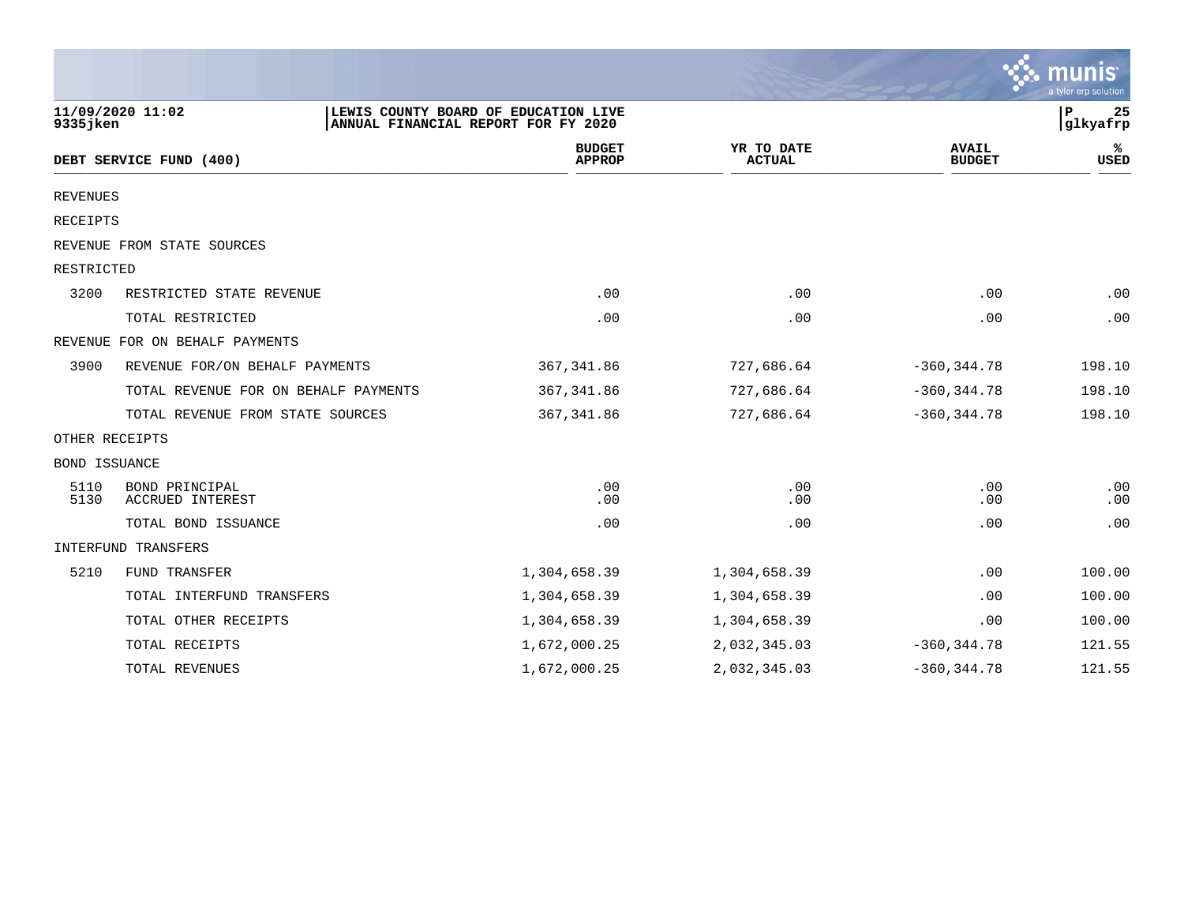11/09/2020 11:02 | LEWIS COUNTY BOARD OF EDUCATION LIVE
9335jken | ANNUAL FINANCIAL REPORT FOR FY 2020

| DEBT SERVICE FUND (400) | | BUDGET APPROP | YR TO DATE ACTUAL | AVAIL BUDGET | % USED |
|---|---|---|---|---|---|
| REVENUES | | | | | |
| RECEIPTS | | | | | |
| REVENUE FROM STATE SOURCES | | | | | |
| RESTRICTED | | | | | |
| 3200 | RESTRICTED STATE REVENUE | .00 | .00 | .00 | .00 |
| | TOTAL RESTRICTED | .00 | .00 | .00 | .00 |
| REVENUE FOR ON BEHALF PAYMENTS | | | | | |
| 3900 | REVENUE FOR/ON BEHALF PAYMENTS | 367,341.86 | 727,686.64 | -360,344.78 | 198.10 |
| | TOTAL REVENUE FOR ON BEHALF PAYMENTS | 367,341.86 | 727,686.64 | -360,344.78 | 198.10 |
| | TOTAL REVENUE FROM STATE SOURCES | 367,341.86 | 727,686.64 | -360,344.78 | 198.10 |
| OTHER RECEIPTS | | | | | |
| BOND ISSUANCE | | | | | |
| 5110 | BOND PRINCIPAL | .00 | .00 | .00 | .00 |
| 5130 | ACCRUED INTEREST | .00 | .00 | .00 | .00 |
| | TOTAL BOND ISSUANCE | .00 | .00 | .00 | .00 |
| INTERFUND TRANSFERS | | | | | |
| 5210 | FUND TRANSFER | 1,304,658.39 | 1,304,658.39 | .00 | 100.00 |
| | TOTAL INTERFUND TRANSFERS | 1,304,658.39 | 1,304,658.39 | .00 | 100.00 |
| | TOTAL OTHER RECEIPTS | 1,304,658.39 | 1,304,658.39 | .00 | 100.00 |
| | TOTAL RECEIPTS | 1,672,000.25 | 2,032,345.03 | -360,344.78 | 121.55 |
| | TOTAL REVENUES | 1,672,000.25 | 2,032,345.03 | -360,344.78 | 121.55 |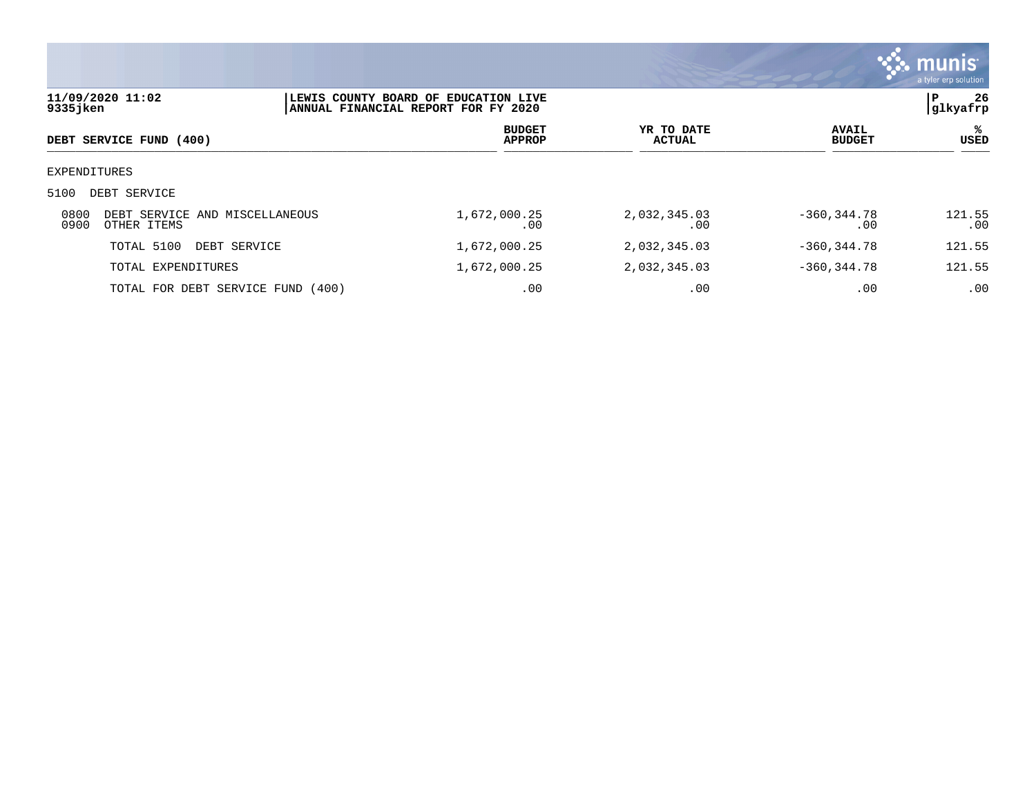**LEWIS COUNTY BOARD OF EDUCATION LIVE**
**ANNUAL FINANCIAL REPORT FOR FY 2020**

11/09/2020 11:02
9335jken

| DEBT SERVICE FUND (400) | BUDGET APPROP | YR TO DATE ACTUAL | AVAIL BUDGET | % USED |
|---|---|---|---|---|
| EXPENDITURES | | | | |
| 5100 DEBT SERVICE | | | | |
| 0800 DEBT SERVICE AND MISCELLANEOUS | 1,672,000.25 | 2,032,345.03 | -360,344.78 | 121.55 |
| 0900 OTHER ITEMS | .00 | .00 | .00 | .00 |
| TOTAL 5100 DEBT SERVICE | 1,672,000.25 | 2,032,345.03 | -360,344.78 | 121.55 |
| TOTAL EXPENDITURES | 1,672,000.25 | 2,032,345.03 | -360,344.78 | 121.55 |
| TOTAL FOR DEBT SERVICE FUND (400) | .00 | .00 | .00 | .00 |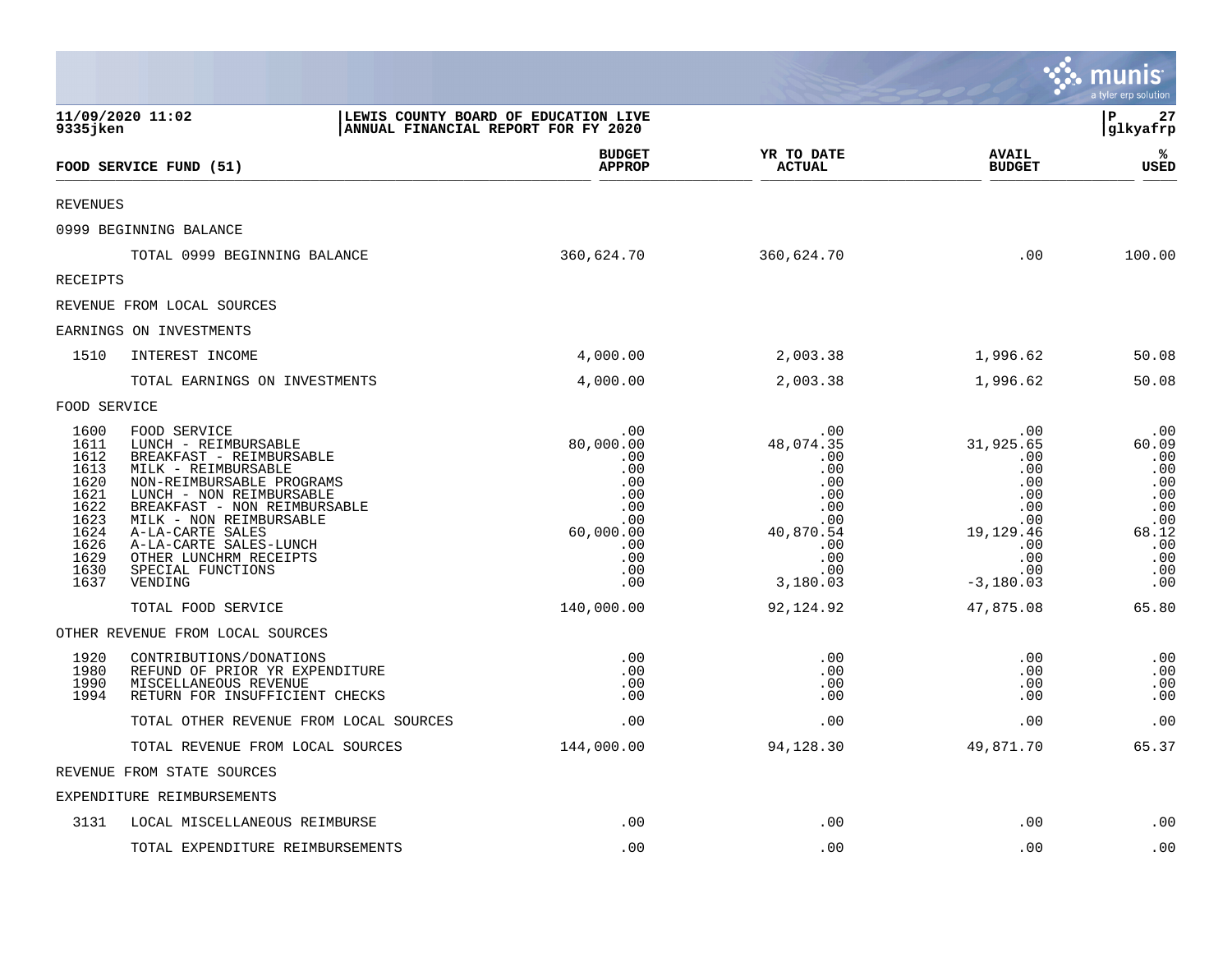11/09/2020 11:02 | LEWIS COUNTY BOARD OF EDUCATION LIVE
9335jken | ANNUAL FINANCIAL REPORT FOR FY 2020

| FOOD SERVICE FUND (51) | | BUDGET APPROP | YR TO DATE ACTUAL | AVAIL BUDGET | % USED |
|---|---|---|---|---|---|
| REVENUES | | | | | |
| 0999 BEGINNING BALANCE | | | | | |
| | TOTAL 0999 BEGINNING BALANCE | 360,624.70 | 360,624.70 | .00 | 100.00 |
| RECEIPTS | | | | | |
| REVENUE FROM LOCAL SOURCES | | | | | |
| EARNINGS ON INVESTMENTS | | | | | |
| 1510 | INTEREST INCOME | 4,000.00 | 2,003.38 | 1,996.62 | 50.08 |
| | TOTAL EARNINGS ON INVESTMENTS | 4,000.00 | 2,003.38 | 1,996.62 | 50.08 |
| FOOD SERVICE | | | | | |
| 1600 | FOOD SERVICE | .00 | .00 | .00 | .00 |
| 1611 | LUNCH - REIMBURSABLE | 80,000.00 | 48,074.35 | 31,925.65 | 60.09 |
| 1612 | BREAKFAST - REIMBURSABLE | .00 | .00 | .00 | .00 |
| 1613 | MILK - REIMBURSABLE | .00 | .00 | .00 | .00 |
| 1620 | NON-REIMBURSABLE PROGRAMS | .00 | .00 | .00 | .00 |
| 1621 | LUNCH - NON REIMBURSABLE | .00 | .00 | .00 | .00 |
| 1622 | BREAKFAST - NON REIMBURSABLE | .00 | .00 | .00 | .00 |
| 1623 | MILK - NON REIMBURSABLE | .00 | .00 | .00 | .00 |
| 1624 | A-LA-CARTE SALES | 60,000.00 | 40,870.54 | 19,129.46 | 68.12 |
| 1626 | A-LA-CARTE SALES-LUNCH | .00 | .00 | .00 | .00 |
| 1629 | OTHER LUNCHRM RECEIPTS | .00 | .00 | .00 | .00 |
| 1630 | SPECIAL FUNCTIONS | .00 | .00 | .00 | .00 |
| 1637 | VENDING | .00 | 3,180.03 | -3,180.03 | .00 |
| | TOTAL FOOD SERVICE | 140,000.00 | 92,124.92 | 47,875.08 | 65.80 |
| OTHER REVENUE FROM LOCAL SOURCES | | | | | |
| 1920 | CONTRIBUTIONS/DONATIONS | .00 | .00 | .00 | .00 |
| 1980 | REFUND OF PRIOR YR EXPENDITURE | .00 | .00 | .00 | .00 |
| 1990 | MISCELLANEOUS REVENUE | .00 | .00 | .00 | .00 |
| 1994 | RETURN FOR INSUFFICIENT CHECKS | .00 | .00 | .00 | .00 |
| | TOTAL OTHER REVENUE FROM LOCAL SOURCES | .00 | .00 | .00 | .00 |
| | TOTAL REVENUE FROM LOCAL SOURCES | 144,000.00 | 94,128.30 | 49,871.70 | 65.37 |
| REVENUE FROM STATE SOURCES | | | | | |
| EXPENDITURE REIMBURSEMENTS | | | | | |
| 3131 | LOCAL MISCELLANEOUS REIMBURSE | .00 | .00 | .00 | .00 |
| | TOTAL EXPENDITURE REIMBURSEMENTS | .00 | .00 | .00 | .00 |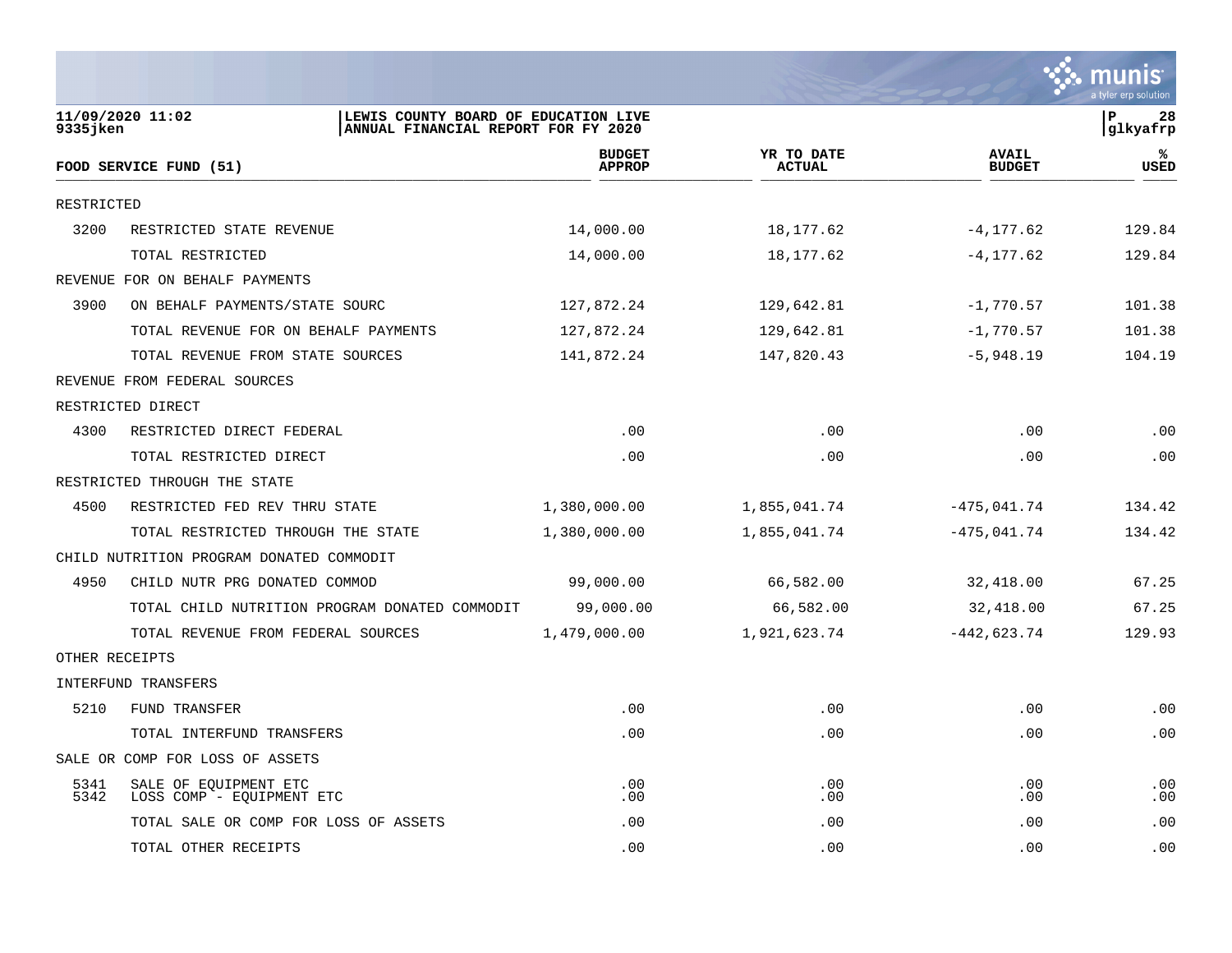**11/09/2020 11:02** | **LEWIS COUNTY BOARD OF EDUCATION LIVE**
**9335jken** | **ANNUAL FINANCIAL REPORT FOR FY 2020** | **glkyafrp**

| FOOD SERVICE FUND (51) | | BUDGET APPROP | YR TO DATE ACTUAL | AVAIL BUDGET | % USED |
|---|---|---|---|---|---|
| RESTRICTED | | | | | |
| 3200 | RESTRICTED STATE REVENUE | 14,000.00 | 18,177.62 | -4,177.62 | 129.84 |
| | TOTAL RESTRICTED | 14,000.00 | 18,177.62 | -4,177.62 | 129.84 |
| REVENUE FOR ON BEHALF PAYMENTS | | | | | |
| 3900 | ON BEHALF PAYMENTS/STATE SOURC | 127,872.24 | 129,642.81 | -1,770.57 | 101.38 |
| | TOTAL REVENUE FOR ON BEHALF PAYMENTS | 127,872.24 | 129,642.81 | -1,770.57 | 101.38 |
| | TOTAL REVENUE FROM STATE SOURCES | 141,872.24 | 147,820.43 | -5,948.19 | 104.19 |
| REVENUE FROM FEDERAL SOURCES | | | | | |
| RESTRICTED DIRECT | | | | | |
| 4300 | RESTRICTED DIRECT FEDERAL | .00 | .00 | .00 | .00 |
| | TOTAL RESTRICTED DIRECT | .00 | .00 | .00 | .00 |
| RESTRICTED THROUGH THE STATE | | | | | |
| 4500 | RESTRICTED FED REV THRU STATE | 1,380,000.00 | 1,855,041.74 | -475,041.74 | 134.42 |
| | TOTAL RESTRICTED THROUGH THE STATE | 1,380,000.00 | 1,855,041.74 | -475,041.74 | 134.42 |
| CHILD NUTRITION PROGRAM DONATED COMMODIT | | | | | |
| 4950 | CHILD NUTR PRG DONATED COMMOD | 99,000.00 | 66,582.00 | 32,418.00 | 67.25 |
| | TOTAL CHILD NUTRITION PROGRAM DONATED COMMODIT | 99,000.00 | 66,582.00 | 32,418.00 | 67.25 |
| | TOTAL REVENUE FROM FEDERAL SOURCES | 1,479,000.00 | 1,921,623.74 | -442,623.74 | 129.93 |
| OTHER RECEIPTS | | | | | |
| INTERFUND TRANSFERS | | | | | |
| 5210 | FUND TRANSFER | .00 | .00 | .00 | .00 |
| | TOTAL INTERFUND TRANSFERS | .00 | .00 | .00 | .00 |
| SALE OR COMP FOR LOSS OF ASSETS | | | | | |
| 5341 | SALE OF EQUIPMENT ETC | .00 | .00 | .00 | .00 |
| 5342 | LOSS COMP - EQUIPMENT ETC | .00 | .00 | .00 | .00 |
| | TOTAL SALE OR COMP FOR LOSS OF ASSETS | .00 | .00 | .00 | .00 |
| | TOTAL OTHER RECEIPTS | .00 | .00 | .00 | .00 |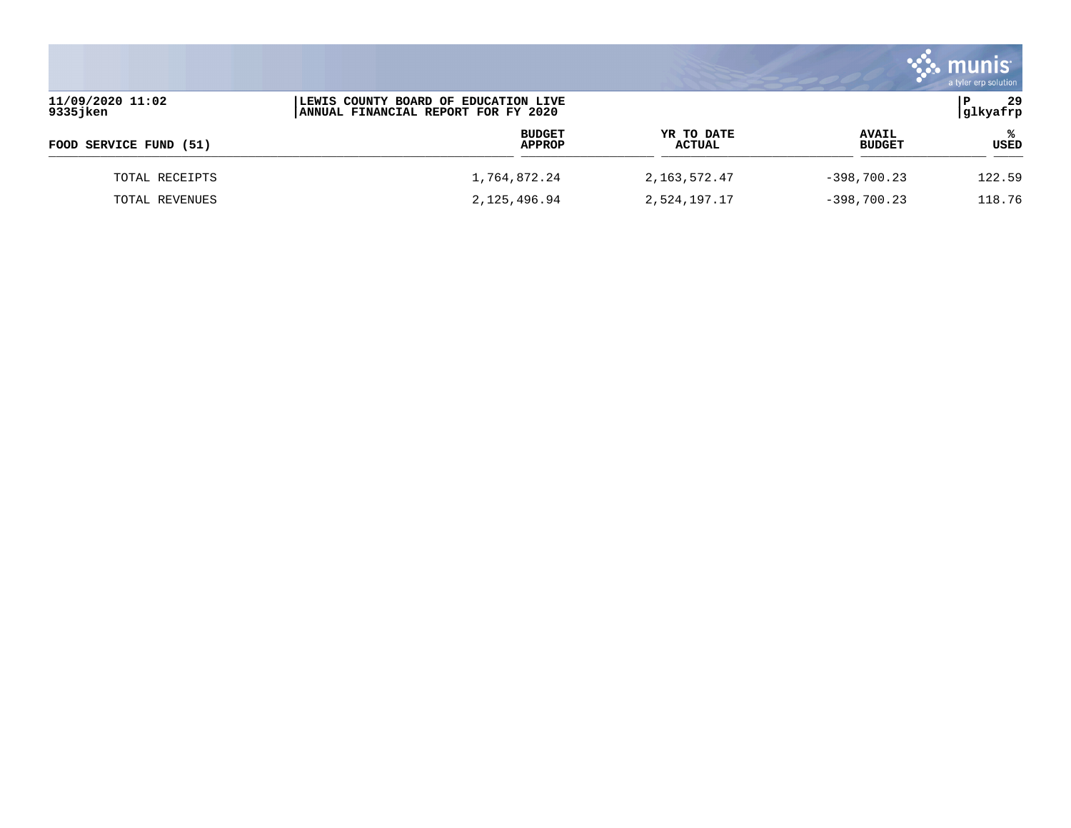| FOOD SERVICE FUND (51) | BUDGET APPROP | YR TO DATE ACTUAL | AVAIL BUDGET | % USED |
|---|---|---|---|---|
| TOTAL RECEIPTS | 1,764,872.24 | 2,163,572.47 | -398,700.23 | 122.59 |
| TOTAL REVENUES | 2,125,496.94 | 2,524,197.17 | -398,700.23 | 118.76 |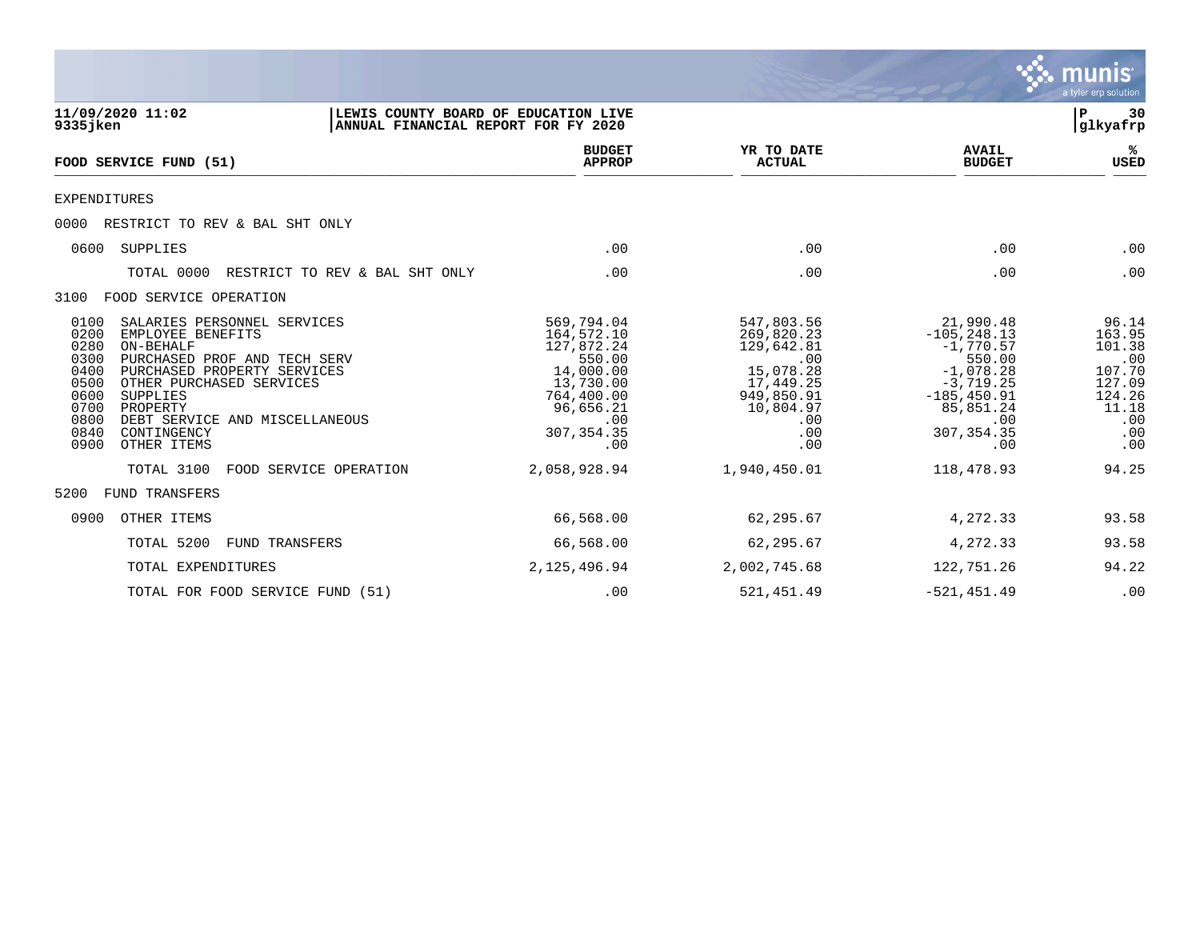**LEWIS COUNTY BOARD OF EDUCATION LIVE**
**ANNUAL FINANCIAL REPORT FOR FY 2020**

11/09/2020 11:02
9335jken

| FOOD SERVICE FUND (51) | BUDGET APPROP | YR TO DATE ACTUAL | AVAIL BUDGET | % USED |
|---|---|---|---|---|
| EXPENDITURES | | | | |
| 0000 RESTRICT TO REV & BAL SHT ONLY | | | | |
| 0600 SUPPLIES | .00 | .00 | .00 | .00 |
| TOTAL 0000 RESTRICT TO REV & BAL SHT ONLY | .00 | .00 | .00 | .00 |
| 3100 FOOD SERVICE OPERATION | | | | |
| 0100 SALARIES PERSONNEL SERVICES | 569,794.04 | 547,803.56 | 21,990.48 | 96.14 |
| 0200 EMPLOYEE BENEFITS | 164,572.10 | 269,820.23 | -105,248.13 | 163.95 |
| 0280 ON-BEHALF | 127,872.24 | 129,642.81 | -1,770.57 | 101.38 |
| 0300 PURCHASED PROF AND TECH SERV | 550.00 | .00 | 550.00 | .00 |
| 0400 PURCHASED PROPERTY SERVICES | 14,000.00 | 15,078.28 | -1,078.28 | 107.70 |
| 0500 OTHER PURCHASED SERVICES | 13,730.00 | 17,449.25 | -3,719.25 | 127.09 |
| 0600 SUPPLIES | 764,400.00 | 949,850.91 | -185,450.91 | 124.26 |
| 0700 PROPERTY | 96,656.21 | 10,804.97 | 85,851.24 | 11.18 |
| 0800 DEBT SERVICE AND MISCELLANEOUS | .00 | .00 | .00 | .00 |
| 0840 CONTINGENCY | 307,354.35 | .00 | 307,354.35 | .00 |
| 0900 OTHER ITEMS | .00 | .00 | .00 | .00 |
| TOTAL 3100 FOOD SERVICE OPERATION | 2,058,928.94 | 1,940,450.01 | 118,478.93 | 94.25 |
| 5200 FUND TRANSFERS | | | | |
| 0900 OTHER ITEMS | 66,568.00 | 62,295.67 | 4,272.33 | 93.58 |
| TOTAL 5200 FUND TRANSFERS | 66,568.00 | 62,295.67 | 4,272.33 | 93.58 |
| TOTAL EXPENDITURES | 2,125,496.94 | 2,002,745.68 | 122,751.26 | 94.22 |
| TOTAL FOR FOOD SERVICE FUND (51) | .00 | 521,451.49 | -521,451.49 | .00 |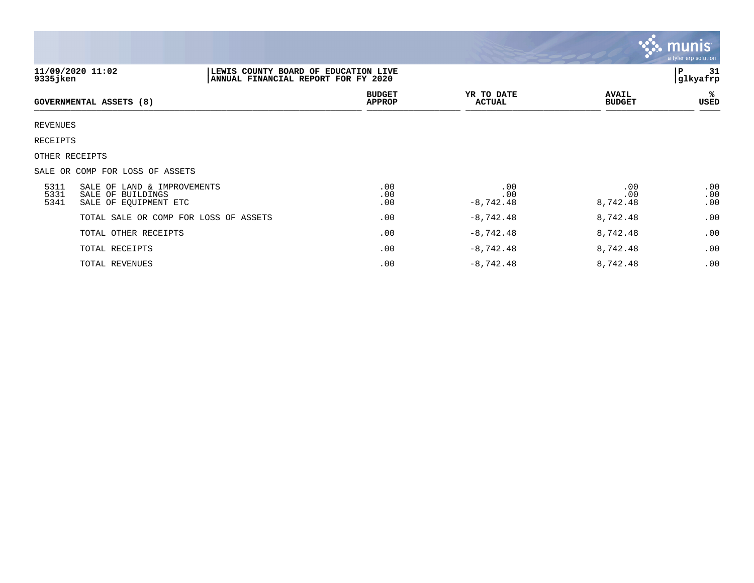**LEWIS COUNTY BOARD OF EDUCATION LIVE**
**ANNUAL FINANCIAL REPORT FOR FY 2020**

| GOVERNMENTAL ASSETS (8) | | BUDGET APPROP | YR TO DATE ACTUAL | AVAIL BUDGET | % USED |
|---|---|---|---|---|---|
| REVENUES | | | | | |
| RECEIPTS | | | | | |
| OTHER RECEIPTS | | | | | |
| SALE OR COMP FOR LOSS OF ASSETS | | | | | |
| 5311 | SALE OF LAND & IMPROVEMENTS | .00 | .00 | .00 | .00 |
| 5331 | SALE OF BUILDINGS | .00 | .00 | .00 | .00 |
| 5341 | SALE OF EQUIPMENT ETC | .00 | -8,742.48 | 8,742.48 | .00 |
| | TOTAL SALE OR COMP FOR LOSS OF ASSETS | .00 | -8,742.48 | 8,742.48 | .00 |
| | TOTAL OTHER RECEIPTS | .00 | -8,742.48 | 8,742.48 | .00 |
| | TOTAL RECEIPTS | .00 | -8,742.48 | 8,742.48 | .00 |
| | TOTAL REVENUES | .00 | -8,742.48 | 8,742.48 | .00 |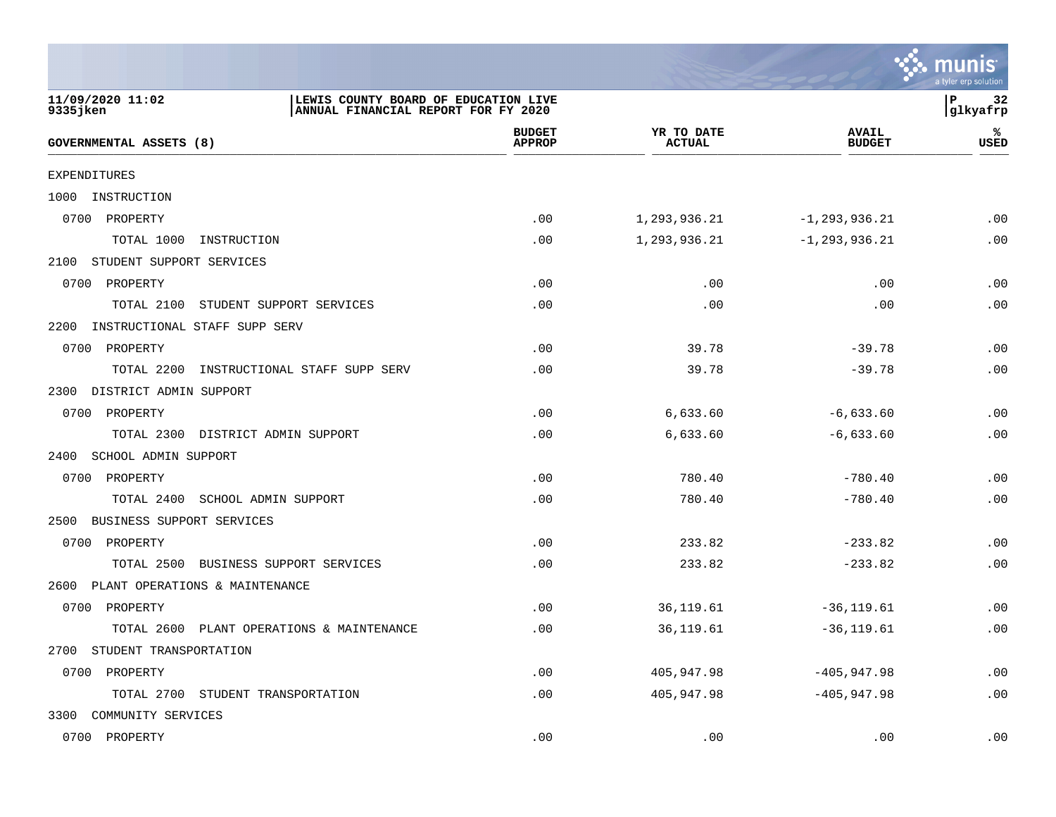11/09/2020 11:02 | LEWIS COUNTY BOARD OF EDUCATION LIVE
9335jken | ANNUAL FINANCIAL REPORT FOR FY 2020

| GOVERNMENTAL ASSETS (8) | BUDGET APPROP | YR TO DATE ACTUAL | AVAIL BUDGET | % USED |
|---|---|---|---|---|
| EXPENDITURES | | | | |
| 1000 INSTRUCTION | | | | |
| 0700 PROPERTY | .00 | 1,293,936.21 | -1,293,936.21 | .00 |
| TOTAL 1000 INSTRUCTION | .00 | 1,293,936.21 | -1,293,936.21 | .00 |
| 2100 STUDENT SUPPORT SERVICES | | | | |
| 0700 PROPERTY | .00 | .00 | .00 | .00 |
| TOTAL 2100 STUDENT SUPPORT SERVICES | .00 | .00 | .00 | .00 |
| 2200 INSTRUCTIONAL STAFF SUPP SERV | | | | |
| 0700 PROPERTY | .00 | 39.78 | -39.78 | .00 |
| TOTAL 2200 INSTRUCTIONAL STAFF SUPP SERV | .00 | 39.78 | -39.78 | .00 |
| 2300 DISTRICT ADMIN SUPPORT | | | | |
| 0700 PROPERTY | .00 | 6,633.60 | -6,633.60 | .00 |
| TOTAL 2300 DISTRICT ADMIN SUPPORT | .00 | 6,633.60 | -6,633.60 | .00 |
| 2400 SCHOOL ADMIN SUPPORT | | | | |
| 0700 PROPERTY | .00 | 780.40 | -780.40 | .00 |
| TOTAL 2400 SCHOOL ADMIN SUPPORT | .00 | 780.40 | -780.40 | .00 |
| 2500 BUSINESS SUPPORT SERVICES | | | | |
| 0700 PROPERTY | .00 | 233.82 | -233.82 | .00 |
| TOTAL 2500 BUSINESS SUPPORT SERVICES | .00 | 233.82 | -233.82 | .00 |
| 2600 PLANT OPERATIONS & MAINTENANCE | | | | |
| 0700 PROPERTY | .00 | 36,119.61 | -36,119.61 | .00 |
| TOTAL 2600 PLANT OPERATIONS & MAINTENANCE | .00 | 36,119.61 | -36,119.61 | .00 |
| 2700 STUDENT TRANSPORTATION | | | | |
| 0700 PROPERTY | .00 | 405,947.98 | -405,947.98 | .00 |
| TOTAL 2700 STUDENT TRANSPORTATION | .00 | 405,947.98 | -405,947.98 | .00 |
| 3300 COMMUNITY SERVICES | | | | |
| 0700 PROPERTY | .00 | .00 | .00 | .00 |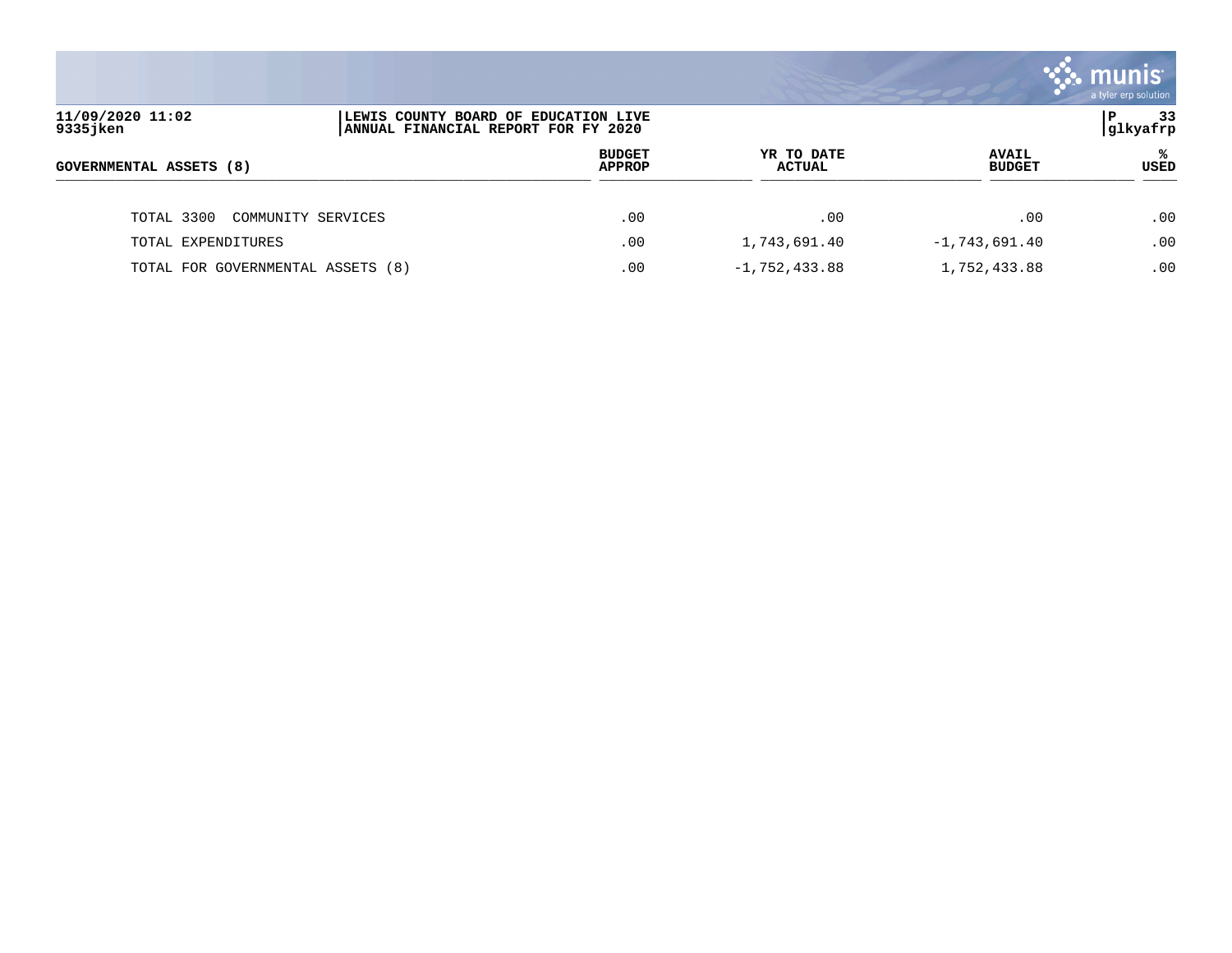| GOVERNMENTAL ASSETS (8) | BUDGET APPROP | YR TO DATE ACTUAL | AVAIL BUDGET | % USED |
|---|---|---|---|---|
| TOTAL 3300 COMMUNITY SERVICES | .00 | .00 | .00 | .00 |
| TOTAL EXPENDITURES | .00 | 1,743,691.40 | -1,743,691.40 | .00 |
| TOTAL FOR GOVERNMENTAL ASSETS (8) | .00 | -1,752,433.88 | 1,752,433.88 | .00 |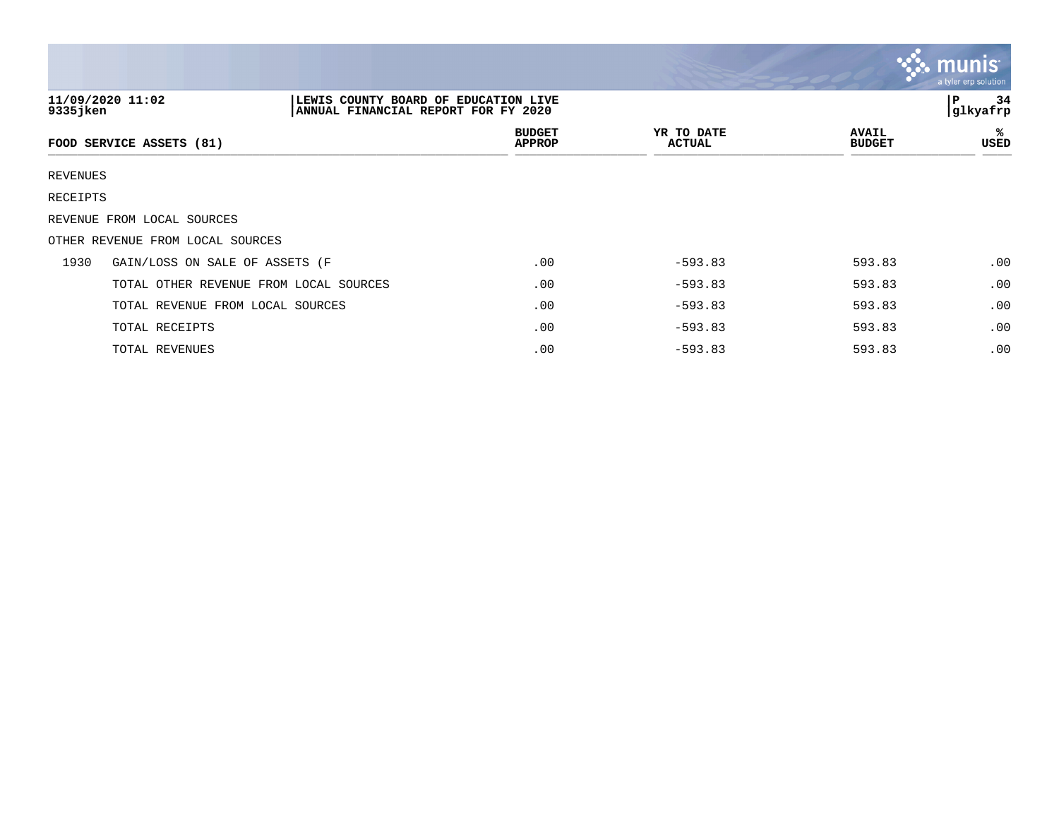11/09/2020 11:02
9335jken

LEWIS COUNTY BOARD OF EDUCATION LIVE
ANNUAL FINANCIAL REPORT FOR FY 2020

glkyafrp

| FOOD SERVICE ASSETS (81) | | BUDGET APPROP | YR TO DATE ACTUAL | AVAIL BUDGET | % USED |
|---|---|---|---|---|---|
| REVENUES | | | | | |
| RECEIPTS | | | | | |
| REVENUE FROM LOCAL SOURCES | | | | | |
| OTHER REVENUE FROM LOCAL SOURCES | | | | | |
| 1930 | GAIN/LOSS ON SALE OF ASSETS (F | .00 | -593.83 | 593.83 | .00 |
| | TOTAL OTHER REVENUE FROM LOCAL SOURCES | .00 | -593.83 | 593.83 | .00 |
| | TOTAL REVENUE FROM LOCAL SOURCES | .00 | -593.83 | 593.83 | .00 |
| | TOTAL RECEIPTS | .00 | -593.83 | 593.83 | .00 |
| | TOTAL REVENUES | .00 | -593.83 | 593.83 | .00 |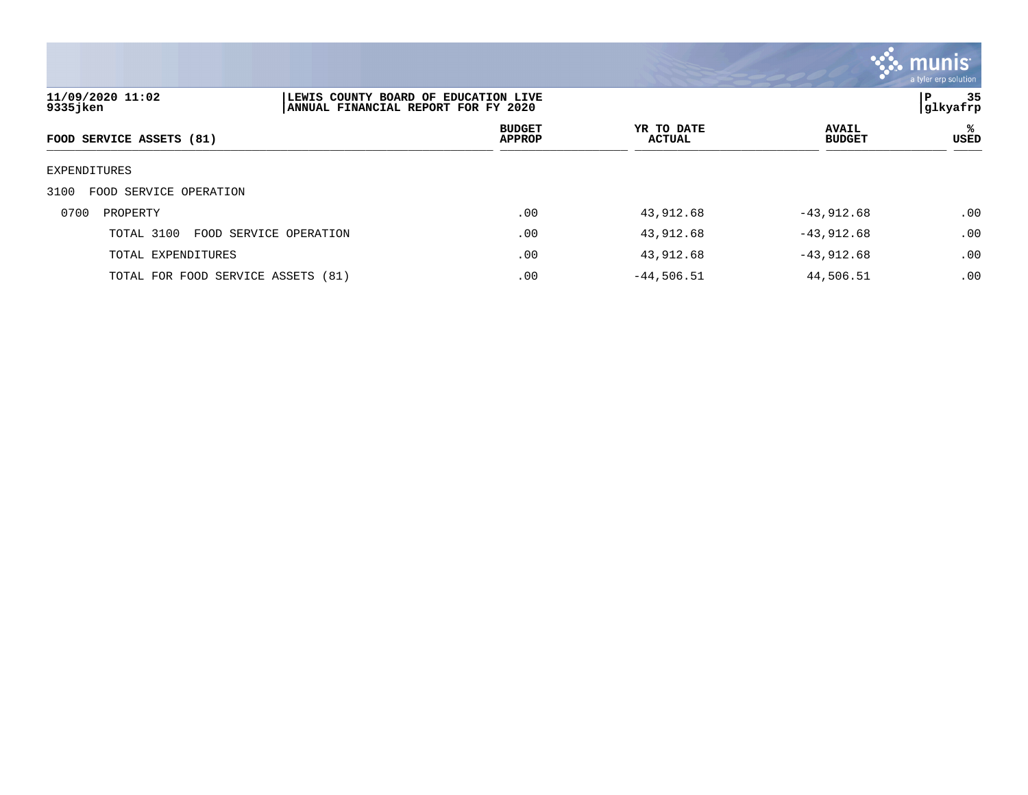**LEWIS COUNTY BOARD OF EDUCATION LIVE**
**ANNUAL FINANCIAL REPORT FOR FY 2020**

11/09/2020 11:02
9335jken

| FOOD SERVICE ASSETS (81) | BUDGET APPROP | YR TO DATE ACTUAL | AVAIL BUDGET | % USED |
|---|---|---|---|---|
| EXPENDITURES | | | | |
| 3100 FOOD SERVICE OPERATION | | | | |
| 0700 PROPERTY | .00 | 43,912.68 | -43,912.68 | .00 |
| TOTAL 3100 FOOD SERVICE OPERATION | .00 | 43,912.68 | -43,912.68 | .00 |
| TOTAL EXPENDITURES | .00 | 43,912.68 | -43,912.68 | .00 |
| TOTAL FOR FOOD SERVICE ASSETS (81) | .00 | -44,506.51 | 44,506.51 | .00 |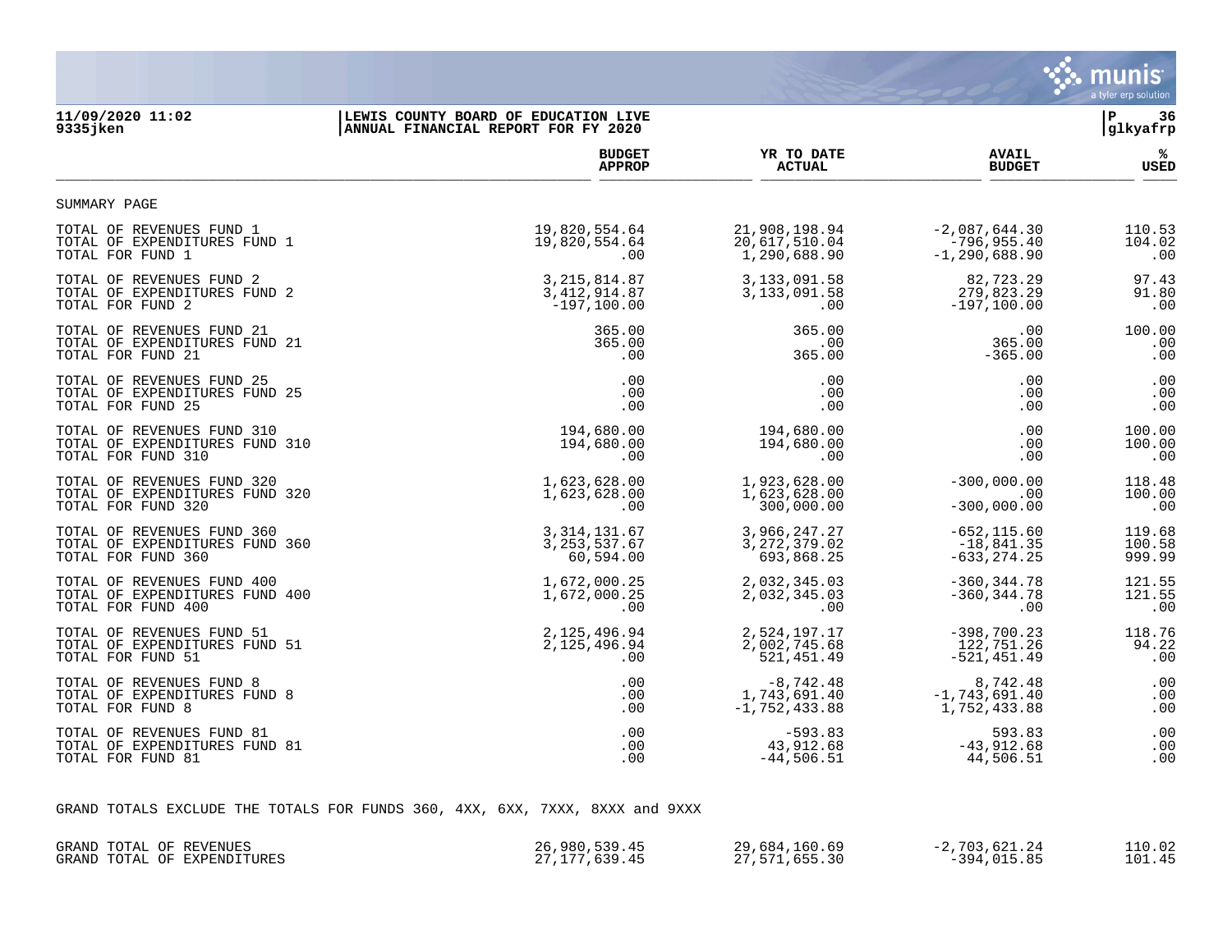11/09/2020 11:02 | LEWIS COUNTY BOARD OF EDUCATION LIVE | P 36
9335jken | ANNUAL FINANCIAL REPORT FOR FY 2020 | glkyafrp

| | BUDGET APPROP | YR TO DATE ACTUAL | AVAIL BUDGET | % USED |
|---|---|---|---|---|
| SUMMARY PAGE | | | | |
| TOTAL OF REVENUES FUND 1 | 19,820,554.64 | 21,908,198.94 | -2,087,644.30 | 110.53 |
| TOTAL OF EXPENDITURES FUND 1 | 19,820,554.64 | 20,617,510.04 | -796,955.40 | 104.02 |
| TOTAL FOR FUND 1 | .00 | 1,290,688.90 | -1,290,688.90 | .00 |
| TOTAL OF REVENUES FUND 2 | 3,215,814.87 | 3,133,091.58 | 82,723.29 | 97.43 |
| TOTAL OF EXPENDITURES FUND 2 | 3,412,914.87 | 3,133,091.58 | 279,823.29 | 91.80 |
| TOTAL FOR FUND 2 | -197,100.00 | .00 | -197,100.00 | .00 |
| TOTAL OF REVENUES FUND 21 | 365.00 | 365.00 | .00 | 100.00 |
| TOTAL OF EXPENDITURES FUND 21 | 365.00 | .00 | 365.00 | .00 |
| TOTAL FOR FUND 21 | .00 | 365.00 | -365.00 | .00 |
| TOTAL OF REVENUES FUND 25 | .00 | .00 | .00 | .00 |
| TOTAL OF EXPENDITURES FUND 25 | .00 | .00 | .00 | .00 |
| TOTAL FOR FUND 25 | .00 | .00 | .00 | .00 |
| TOTAL OF REVENUES FUND 310 | 194,680.00 | 194,680.00 | .00 | 100.00 |
| TOTAL OF EXPENDITURES FUND 310 | 194,680.00 | 194,680.00 | .00 | 100.00 |
| TOTAL FOR FUND 310 | .00 | .00 | .00 | .00 |
| TOTAL OF REVENUES FUND 320 | 1,623,628.00 | 1,923,628.00 | -300,000.00 | 118.48 |
| TOTAL OF EXPENDITURES FUND 320 | 1,623,628.00 | 1,623,628.00 | .00 | 100.00 |
| TOTAL FOR FUND 320 | .00 | 300,000.00 | -300,000.00 | .00 |
| TOTAL OF REVENUES FUND 360 | 3,314,131.67 | 3,966,247.27 | -652,115.60 | 119.68 |
| TOTAL OF EXPENDITURES FUND 360 | 3,253,537.67 | 3,272,379.02 | -18,841.35 | 100.58 |
| TOTAL FOR FUND 360 | 60,594.00 | 693,868.25 | -633,274.25 | 999.99 |
| TOTAL OF REVENUES FUND 400 | 1,672,000.25 | 2,032,345.03 | -360,344.78 | 121.55 |
| TOTAL OF EXPENDITURES FUND 400 | 1,672,000.25 | 2,032,345.03 | -360,344.78 | 121.55 |
| TOTAL FOR FUND 400 | .00 | .00 | .00 | .00 |
| TOTAL OF REVENUES FUND 51 | 2,125,496.94 | 2,524,197.17 | -398,700.23 | 118.76 |
| TOTAL OF EXPENDITURES FUND 51 | 2,125,496.94 | 2,002,745.68 | 122,751.26 | 94.22 |
| TOTAL FOR FUND 51 | .00 | 521,451.49 | -521,451.49 | .00 |
| TOTAL OF REVENUES FUND 8 | .00 | -8,742.48 | 8,742.48 | .00 |
| TOTAL OF EXPENDITURES FUND 8 | .00 | 1,743,691.40 | -1,743,691.40 | .00 |
| TOTAL FOR FUND 8 | .00 | -1,752,433.88 | 1,752,433.88 | .00 |
| TOTAL OF REVENUES FUND 81 | .00 | -593.83 | 593.83 | .00 |
| TOTAL OF EXPENDITURES FUND 81 | .00 | 43,912.68 | -43,912.68 | .00 |
| TOTAL FOR FUND 81 | .00 | -44,506.51 | 44,506.51 | .00 |

GRAND TOTALS EXCLUDE THE TOTALS FOR FUNDS 360, 4XX, 6XX, 7XXX, 8XXX and 9XXX

| | BUDGET APPROP | YR TO DATE ACTUAL | AVAIL BUDGET | % USED |
|---|---|---|---|---|
| GRAND TOTAL OF REVENUES | 26,980,539.45 | 29,684,160.69 | -2,703,621.24 | 110.02 |
| GRAND TOTAL OF EXPENDITURES | 27,177,639.45 | 27,571,655.30 | -394,015.85 | 101.45 |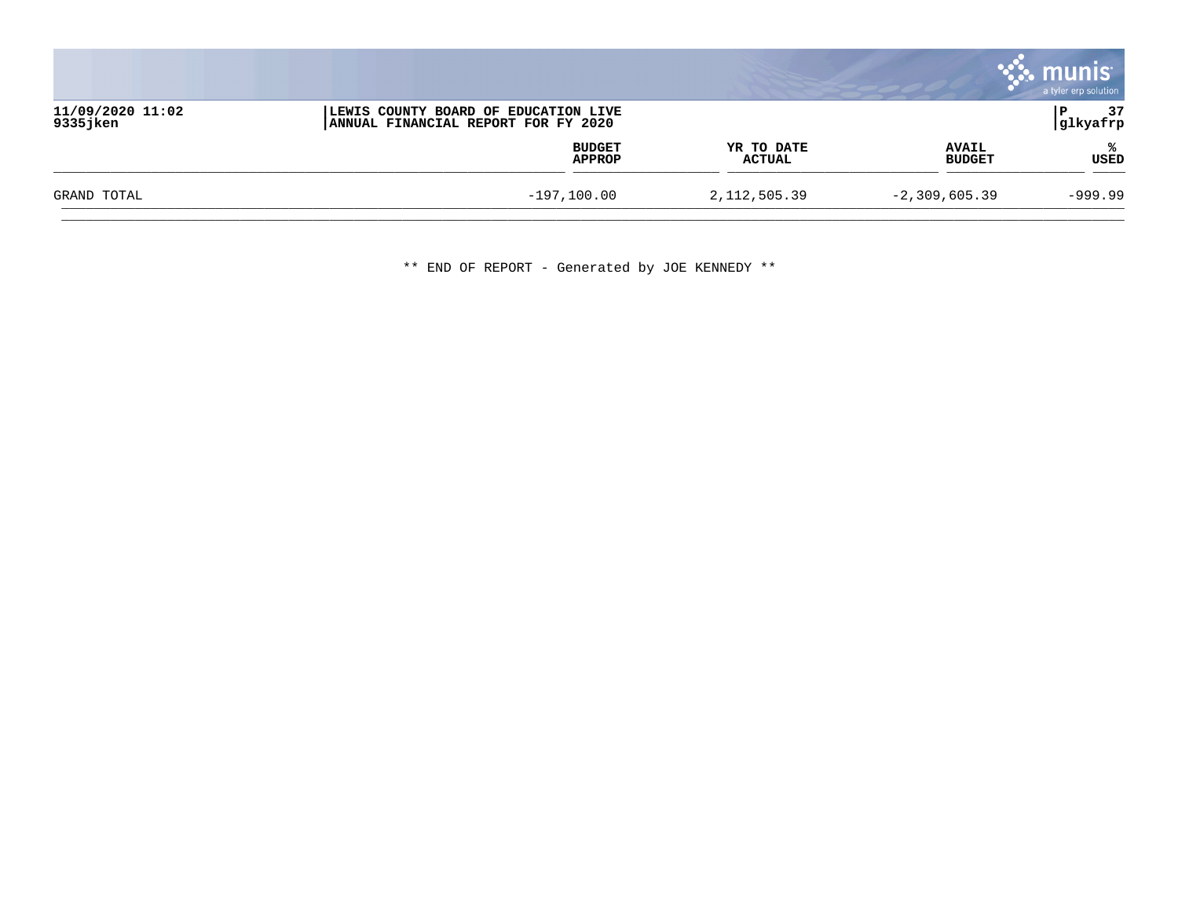11/09/2020 11:02
9335jken

LEWIS COUNTY BOARD OF EDUCATION LIVE
ANNUAL FINANCIAL REPORT FOR FY 2020

P 37
glkyafrp

| | BUDGET APPROP | YR TO DATE ACTUAL | AVAIL BUDGET | % USED |
|---|---|---|---|---|
| GRAND TOTAL | -197,100.00 | 2,112,505.39 | -2,309,605.39 | -999.99 |

** END OF REPORT - Generated by JOE KENNEDY **